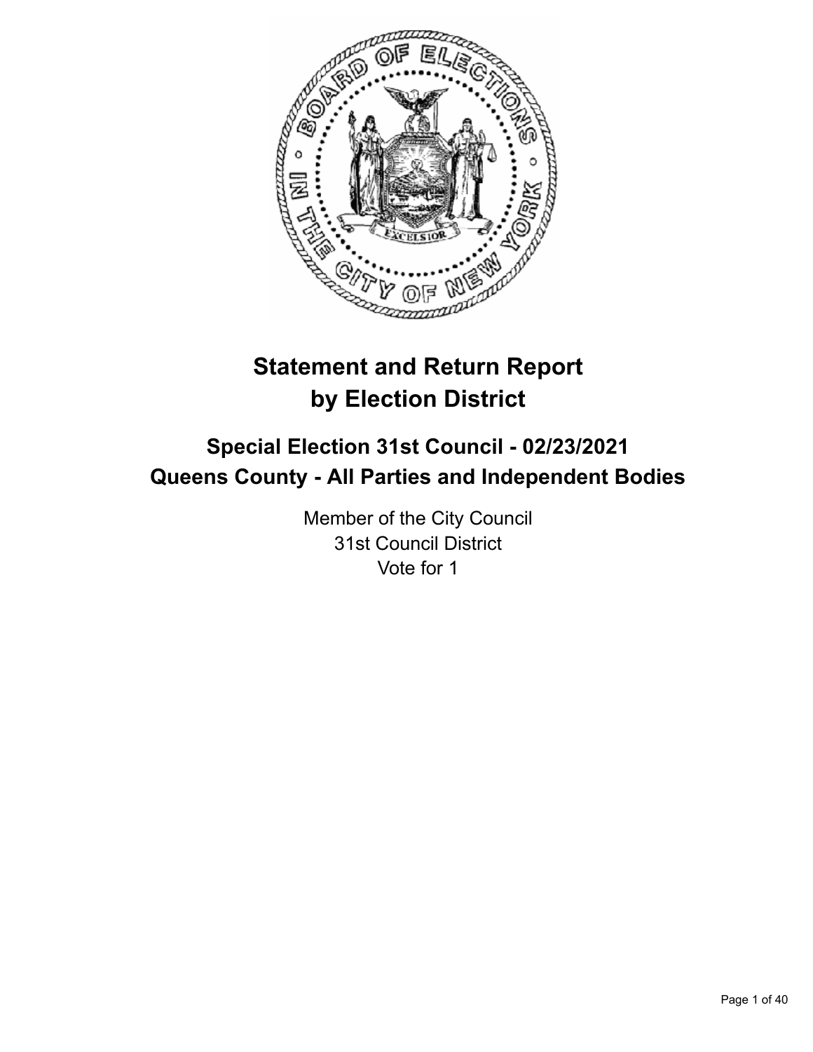# Statement and Return Report by Election District

## Special Election 31st Council - 02/23/2021
## Queens County - All Parties and Independent Bodies

Member of the City Council
31st Council District
Vote for 1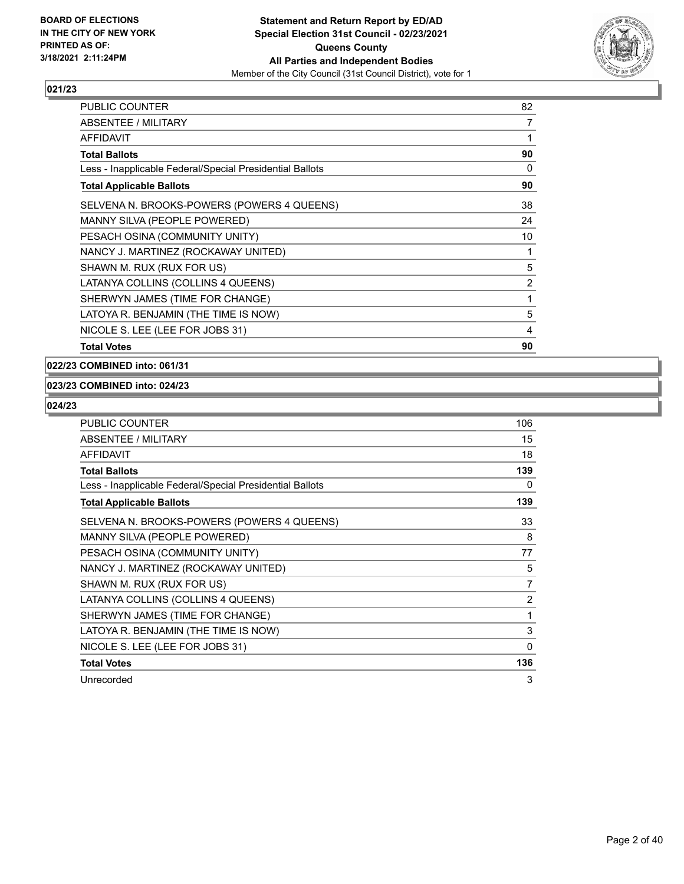**021/23**

| | |
|---|---|
| PUBLIC COUNTER | 82 |
| ABSENTEE / MILITARY | 7 |
| AFFIDAVIT | 1 |
| **Total Ballots** | **90** |
| Less - Inapplicable Federal/Special Presidential Ballots | 0 |
| **Total Applicable Ballots** | **90** |
| SELVENA N. BROOKS-POWERS (POWERS 4 QUEENS) | 38 |
| MANNY SILVA (PEOPLE POWERED) | 24 |
| PESACH OSINA (COMMUNITY UNITY) | 10 |
| NANCY J. MARTINEZ (ROCKAWAY UNITED) | 1 |
| SHAWN M. RUX (RUX FOR US) | 5 |
| LATANYA COLLINS (COLLINS 4 QUEENS) | 2 |
| SHERWYN JAMES (TIME FOR CHANGE) | 1 |
| LATOYA R. BENJAMIN (THE TIME IS NOW) | 5 |
| NICOLE S. LEE (LEE FOR JOBS 31) | 4 |
| **Total Votes** | **90** |

**022/23 COMBINED into: 061/31**

**023/23 COMBINED into: 024/23**

**024/23**

| | |
|---|---|
| PUBLIC COUNTER | 106 |
| ABSENTEE / MILITARY | 15 |
| AFFIDAVIT | 18 |
| **Total Ballots** | **139** |
| Less - Inapplicable Federal/Special Presidential Ballots | 0 |
| **Total Applicable Ballots** | **139** |
| SELVENA N. BROOKS-POWERS (POWERS 4 QUEENS) | 33 |
| MANNY SILVA (PEOPLE POWERED) | 8 |
| PESACH OSINA (COMMUNITY UNITY) | 77 |
| NANCY J. MARTINEZ (ROCKAWAY UNITED) | 5 |
| SHAWN M. RUX (RUX FOR US) | 7 |
| LATANYA COLLINS (COLLINS 4 QUEENS) | 2 |
| SHERWYN JAMES (TIME FOR CHANGE) | 1 |
| LATOYA R. BENJAMIN (THE TIME IS NOW) | 3 |
| NICOLE S. LEE (LEE FOR JOBS 31) | 0 |
| **Total Votes** | **136** |
| Unrecorded | 3 |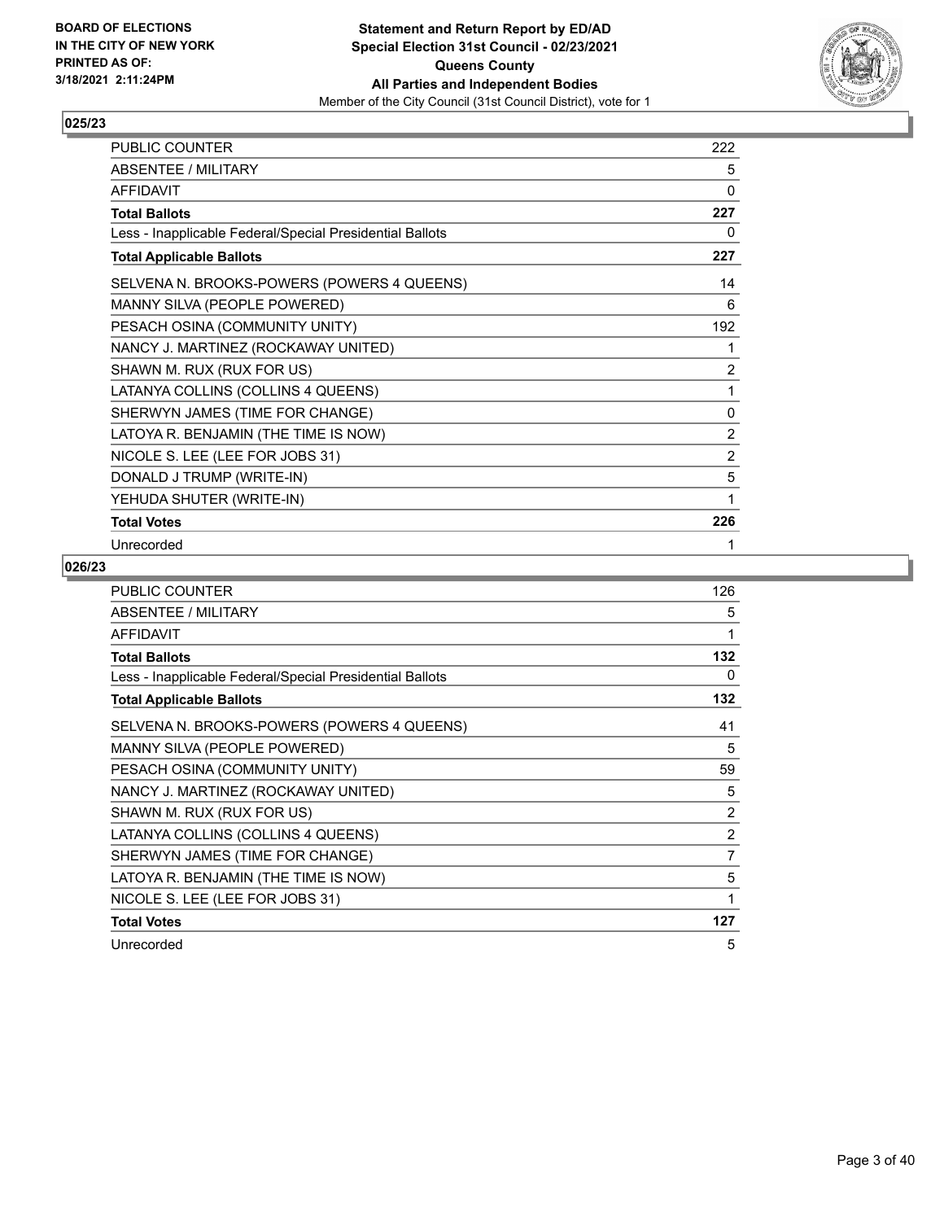**BOARD OF ELECTIONS IN THE CITY OF NEW YORK PRINTED AS OF: 3/18/2021 2:11:24PM**

**Statement and Return Report by ED/AD Special Election 31st Council - 02/23/2021 Queens County All Parties and Independent Bodies**

Member of the City Council (31st Council District), vote for 1

## 025/23

| | |
|---|---|
| PUBLIC COUNTER | 222 |
| ABSENTEE / MILITARY | 5 |
| AFFIDAVIT | 0 |
| **Total Ballots** | **227** |
| Less - Inapplicable Federal/Special Presidential Ballots | 0 |
| **Total Applicable Ballots** | **227** |
| SELVENA N. BROOKS-POWERS (POWERS 4 QUEENS) | 14 |
| MANNY SILVA (PEOPLE POWERED) | 6 |
| PESACH OSINA (COMMUNITY UNITY) | 192 |
| NANCY J. MARTINEZ (ROCKAWAY UNITED) | 1 |
| SHAWN M. RUX (RUX FOR US) | 2 |
| LATANYA COLLINS (COLLINS 4 QUEENS) | 1 |
| SHERWYN JAMES (TIME FOR CHANGE) | 0 |
| LATOYA R. BENJAMIN (THE TIME IS NOW) | 2 |
| NICOLE S. LEE (LEE FOR JOBS 31) | 2 |
| DONALD J TRUMP (WRITE-IN) | 5 |
| YEHUDA SHUTER (WRITE-IN) | 1 |
| **Total Votes** | **226** |
| Unrecorded | 1 |

## 026/23

| | |
|---|---|
| PUBLIC COUNTER | 126 |
| ABSENTEE / MILITARY | 5 |
| AFFIDAVIT | 1 |
| **Total Ballots** | **132** |
| Less - Inapplicable Federal/Special Presidential Ballots | 0 |
| **Total Applicable Ballots** | **132** |
| SELVENA N. BROOKS-POWERS (POWERS 4 QUEENS) | 41 |
| MANNY SILVA (PEOPLE POWERED) | 5 |
| PESACH OSINA (COMMUNITY UNITY) | 59 |
| NANCY J. MARTINEZ (ROCKAWAY UNITED) | 5 |
| SHAWN M. RUX (RUX FOR US) | 2 |
| LATANYA COLLINS (COLLINS 4 QUEENS) | 2 |
| SHERWYN JAMES (TIME FOR CHANGE) | 7 |
| LATOYA R. BENJAMIN (THE TIME IS NOW) | 5 |
| NICOLE S. LEE (LEE FOR JOBS 31) | 1 |
| **Total Votes** | **127** |
| Unrecorded | 5 |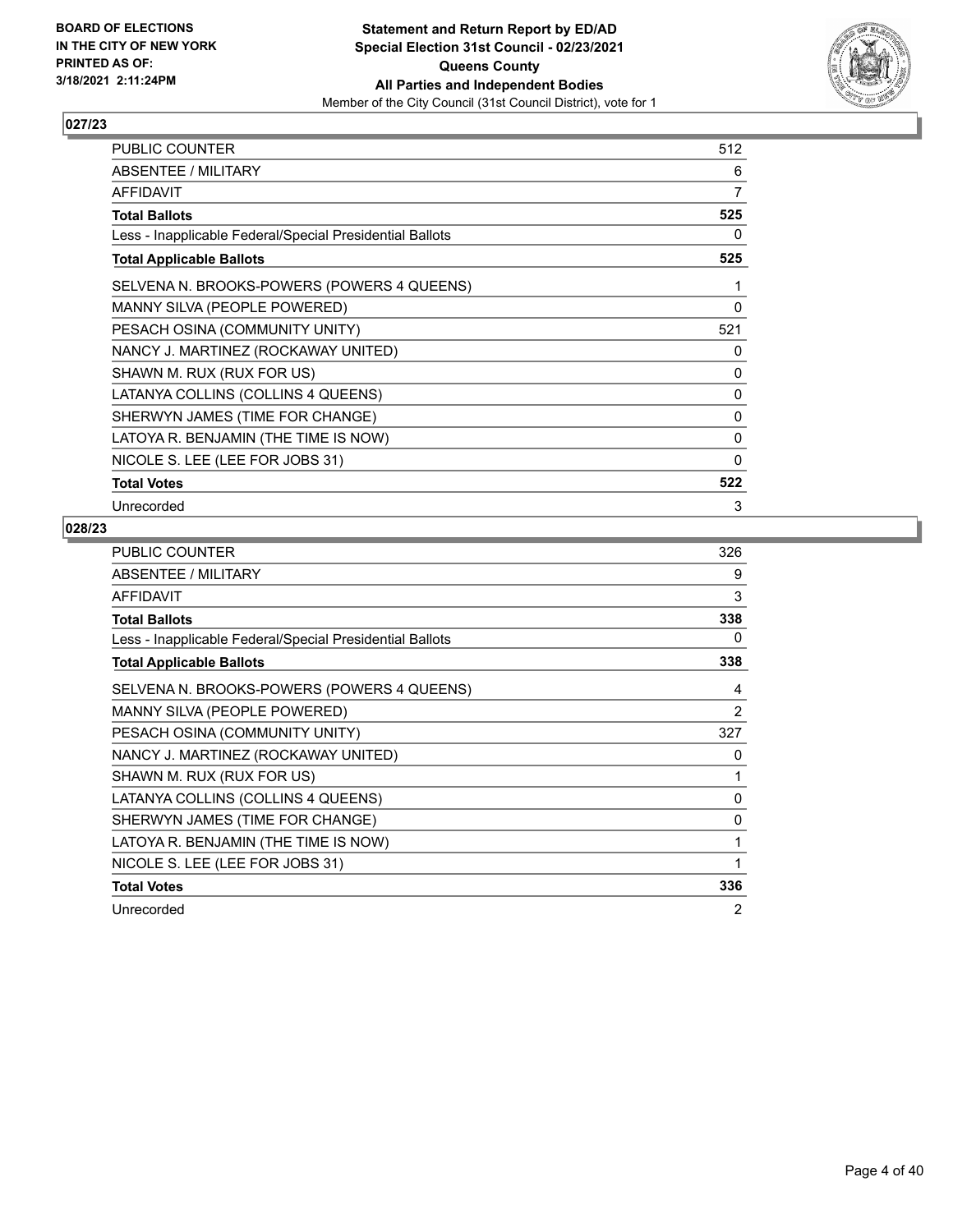BOARD OF ELECTIONS
IN THE CITY OF NEW YORK
PRINTED AS OF:
3/18/2021 2:11:24PM

**Statement and Return Report by ED/AD**
**Special Election 31st Council - 02/23/2021**
**Queens County**
**All Parties and Independent Bodies**
Member of the City Council (31st Council District), vote for 1

## 027/23

| | |
|---|---|
| PUBLIC COUNTER | 512 |
| ABSENTEE / MILITARY | 6 |
| AFFIDAVIT | 7 |
| **Total Ballots** | **525** |
| Less - Inapplicable Federal/Special Presidential Ballots | 0 |
| **Total Applicable Ballots** | **525** |
| SELVENA N. BROOKS-POWERS (POWERS 4 QUEENS) | 1 |
| MANNY SILVA (PEOPLE POWERED) | 0 |
| PESACH OSINA (COMMUNITY UNITY) | 521 |
| NANCY J. MARTINEZ (ROCKAWAY UNITED) | 0 |
| SHAWN M. RUX (RUX FOR US) | 0 |
| LATANYA COLLINS (COLLINS 4 QUEENS) | 0 |
| SHERWYN JAMES (TIME FOR CHANGE) | 0 |
| LATOYA R. BENJAMIN (THE TIME IS NOW) | 0 |
| NICOLE S. LEE (LEE FOR JOBS 31) | 0 |
| **Total Votes** | **522** |
| Unrecorded | 3 |

## 028/23

| | |
|---|---|
| PUBLIC COUNTER | 326 |
| ABSENTEE / MILITARY | 9 |
| AFFIDAVIT | 3 |
| **Total Ballots** | **338** |
| Less - Inapplicable Federal/Special Presidential Ballots | 0 |
| **Total Applicable Ballots** | **338** |
| SELVENA N. BROOKS-POWERS (POWERS 4 QUEENS) | 4 |
| MANNY SILVA (PEOPLE POWERED) | 2 |
| PESACH OSINA (COMMUNITY UNITY) | 327 |
| NANCY J. MARTINEZ (ROCKAWAY UNITED) | 0 |
| SHAWN M. RUX (RUX FOR US) | 1 |
| LATANYA COLLINS (COLLINS 4 QUEENS) | 0 |
| SHERWYN JAMES (TIME FOR CHANGE) | 0 |
| LATOYA R. BENJAMIN (THE TIME IS NOW) | 1 |
| NICOLE S. LEE (LEE FOR JOBS 31) | 1 |
| **Total Votes** | **336** |
| Unrecorded | 2 |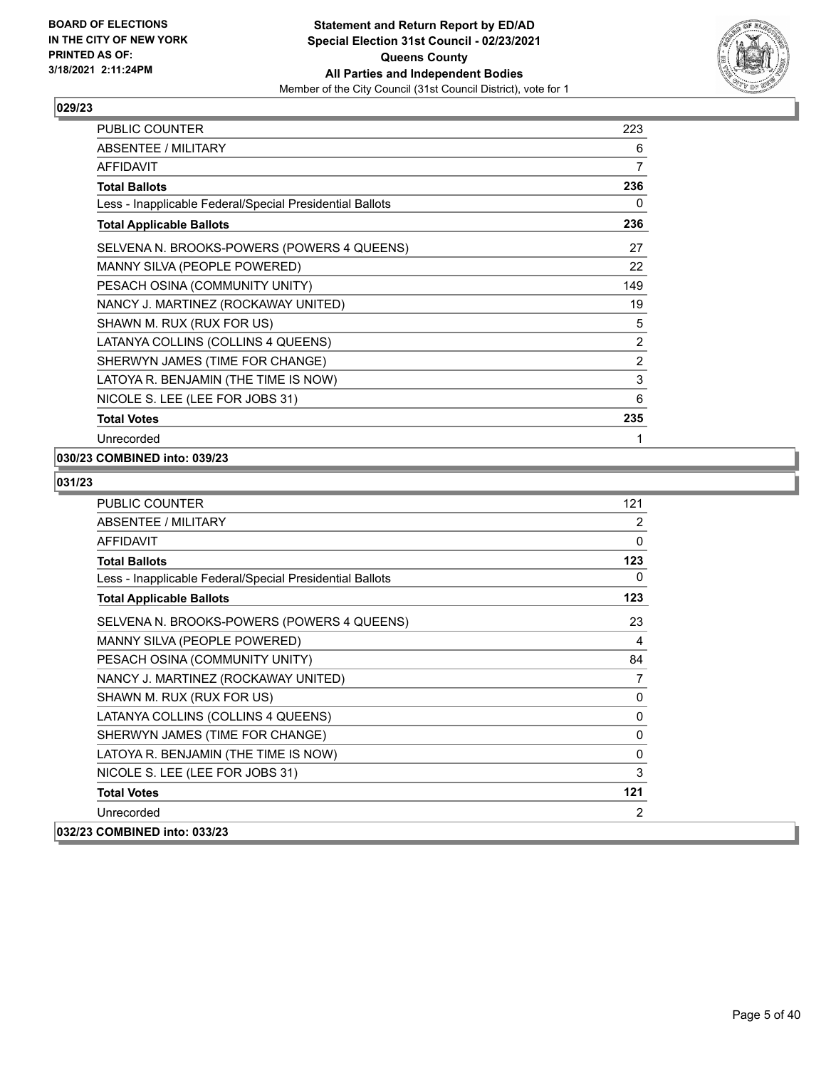**Statement and Return Report by ED/AD**
**Special Election 31st Council - 02/23/2021**
**Queens County**
**All Parties and Independent Bodies**
Member of the City Council (31st Council District), vote for 1

BOARD OF ELECTIONS IN THE CITY OF NEW YORK PRINTED AS OF: 3/18/2021 2:11:24PM

### 029/23

| | |
|---|---|
| PUBLIC COUNTER | 223 |
| ABSENTEE / MILITARY | 6 |
| AFFIDAVIT | 7 |
| **Total Ballots** | **236** |
| Less - Inapplicable Federal/Special Presidential Ballots | 0 |
| **Total Applicable Ballots** | **236** |
| SELVENA N. BROOKS-POWERS (POWERS 4 QUEENS) | 27 |
| MANNY SILVA (PEOPLE POWERED) | 22 |
| PESACH OSINA (COMMUNITY UNITY) | 149 |
| NANCY J. MARTINEZ (ROCKAWAY UNITED) | 19 |
| SHAWN M. RUX (RUX FOR US) | 5 |
| LATANYA COLLINS (COLLINS 4 QUEENS) | 2 |
| SHERWYN JAMES (TIME FOR CHANGE) | 2 |
| LATOYA R. BENJAMIN (THE TIME IS NOW) | 3 |
| NICOLE S. LEE (LEE FOR JOBS 31) | 6 |
| **Total Votes** | **235** |
| Unrecorded | 1 |

### 030/23 COMBINED into: 039/23

### 031/23

| | |
|---|---|
| PUBLIC COUNTER | 121 |
| ABSENTEE / MILITARY | 2 |
| AFFIDAVIT | 0 |
| **Total Ballots** | **123** |
| Less - Inapplicable Federal/Special Presidential Ballots | 0 |
| **Total Applicable Ballots** | **123** |
| SELVENA N. BROOKS-POWERS (POWERS 4 QUEENS) | 23 |
| MANNY SILVA (PEOPLE POWERED) | 4 |
| PESACH OSINA (COMMUNITY UNITY) | 84 |
| NANCY J. MARTINEZ (ROCKAWAY UNITED) | 7 |
| SHAWN M. RUX (RUX FOR US) | 0 |
| LATANYA COLLINS (COLLINS 4 QUEENS) | 0 |
| SHERWYN JAMES (TIME FOR CHANGE) | 0 |
| LATOYA R. BENJAMIN (THE TIME IS NOW) | 0 |
| NICOLE S. LEE (LEE FOR JOBS 31) | 3 |
| **Total Votes** | **121** |
| Unrecorded | 2 |

### 032/23 COMBINED into: 033/23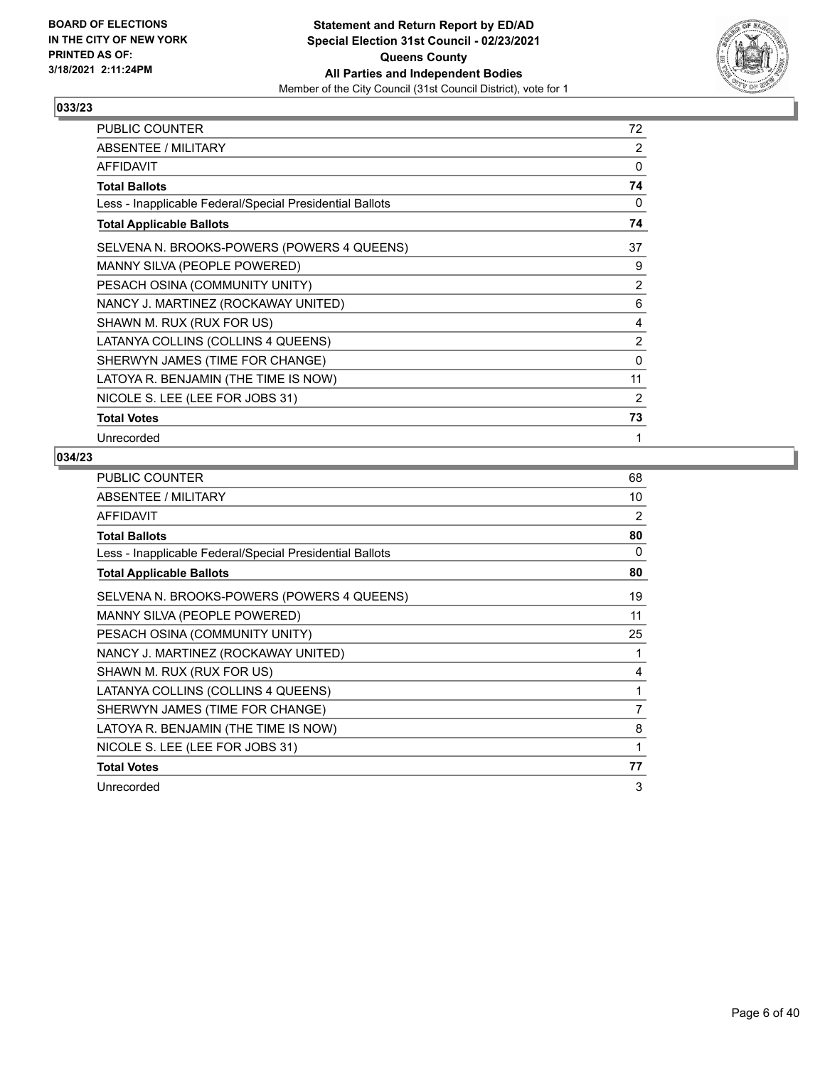**BOARD OF ELECTIONS IN THE CITY OF NEW YORK PRINTED AS OF: 3/18/2021 2:11:24PM**

**Statement and Return Report by ED/AD Special Election 31st Council - 02/23/2021 Queens County All Parties and Independent Bodies**

Member of the City Council (31st Council District), vote for 1

## 033/23

| | |
|---|---|
| PUBLIC COUNTER | 72 |
| ABSENTEE / MILITARY | 2 |
| AFFIDAVIT | 0 |
| **Total Ballots** | **74** |
| Less - Inapplicable Federal/Special Presidential Ballots | 0 |
| **Total Applicable Ballots** | **74** |
| SELVENA N. BROOKS-POWERS (POWERS 4 QUEENS) | 37 |
| MANNY SILVA (PEOPLE POWERED) | 9 |
| PESACH OSINA (COMMUNITY UNITY) | 2 |
| NANCY J. MARTINEZ (ROCKAWAY UNITED) | 6 |
| SHAWN M. RUX (RUX FOR US) | 4 |
| LATANYA COLLINS (COLLINS 4 QUEENS) | 2 |
| SHERWYN JAMES (TIME FOR CHANGE) | 0 |
| LATOYA R. BENJAMIN (THE TIME IS NOW) | 11 |
| NICOLE S. LEE (LEE FOR JOBS 31) | 2 |
| **Total Votes** | **73** |
| Unrecorded | 1 |

## 034/23

| | |
|---|---|
| PUBLIC COUNTER | 68 |
| ABSENTEE / MILITARY | 10 |
| AFFIDAVIT | 2 |
| **Total Ballots** | **80** |
| Less - Inapplicable Federal/Special Presidential Ballots | 0 |
| **Total Applicable Ballots** | **80** |
| SELVENA N. BROOKS-POWERS (POWERS 4 QUEENS) | 19 |
| MANNY SILVA (PEOPLE POWERED) | 11 |
| PESACH OSINA (COMMUNITY UNITY) | 25 |
| NANCY J. MARTINEZ (ROCKAWAY UNITED) | 1 |
| SHAWN M. RUX (RUX FOR US) | 4 |
| LATANYA COLLINS (COLLINS 4 QUEENS) | 1 |
| SHERWYN JAMES (TIME FOR CHANGE) | 7 |
| LATOYA R. BENJAMIN (THE TIME IS NOW) | 8 |
| NICOLE S. LEE (LEE FOR JOBS 31) | 1 |
| **Total Votes** | **77** |
| Unrecorded | 3 |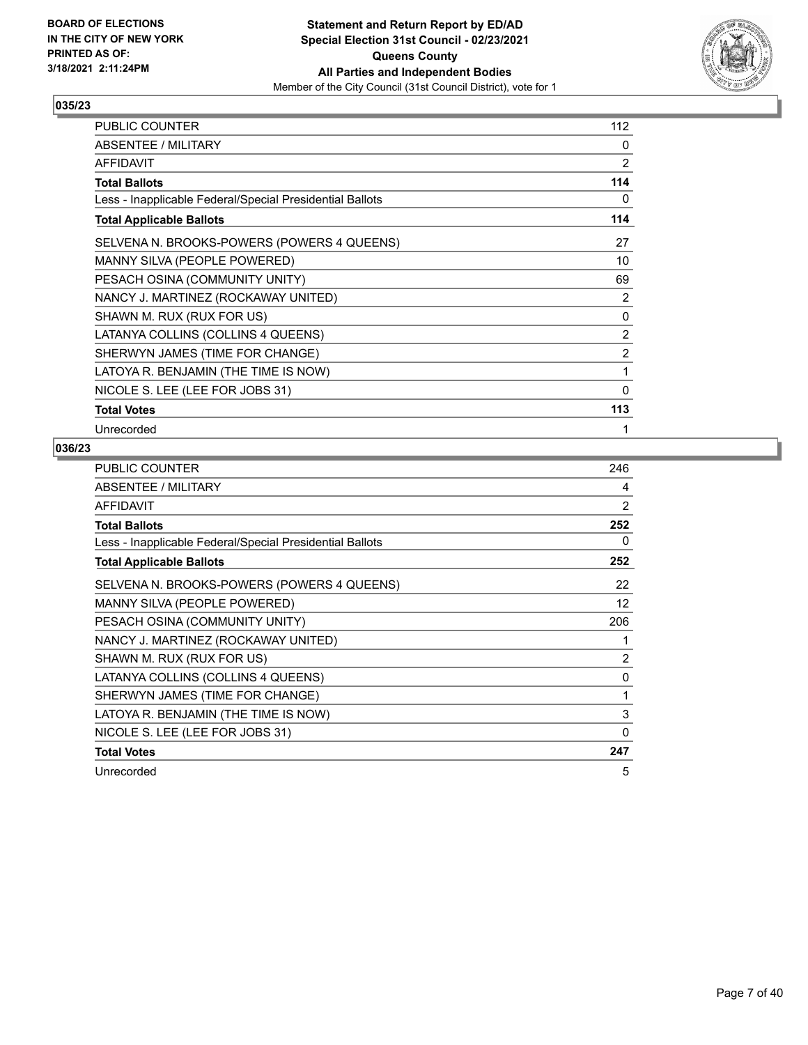BOARD OF ELECTIONS
IN THE CITY OF NEW YORK
PRINTED AS OF:
3/18/2021 2:11:24PM

**Statement and Return Report by ED/AD**
**Special Election 31st Council - 02/23/2021**
**Queens County**
**All Parties and Independent Bodies**
Member of the City Council (31st Council District), vote for 1

## 035/23

| | |
|---|---|
| PUBLIC COUNTER | 112 |
| ABSENTEE / MILITARY | 0 |
| AFFIDAVIT | 2 |
| **Total Ballots** | **114** |
| Less - Inapplicable Federal/Special Presidential Ballots | 0 |
| **Total Applicable Ballots** | **114** |
| SELVENA N. BROOKS-POWERS (POWERS 4 QUEENS) | 27 |
| MANNY SILVA (PEOPLE POWERED) | 10 |
| PESACH OSINA (COMMUNITY UNITY) | 69 |
| NANCY J. MARTINEZ (ROCKAWAY UNITED) | 2 |
| SHAWN M. RUX (RUX FOR US) | 0 |
| LATANYA COLLINS (COLLINS 4 QUEENS) | 2 |
| SHERWYN JAMES (TIME FOR CHANGE) | 2 |
| LATOYA R. BENJAMIN (THE TIME IS NOW) | 1 |
| NICOLE S. LEE (LEE FOR JOBS 31) | 0 |
| **Total Votes** | **113** |
| Unrecorded | 1 |

## 036/23

| | |
|---|---|
| PUBLIC COUNTER | 246 |
| ABSENTEE / MILITARY | 4 |
| AFFIDAVIT | 2 |
| **Total Ballots** | **252** |
| Less - Inapplicable Federal/Special Presidential Ballots | 0 |
| **Total Applicable Ballots** | **252** |
| SELVENA N. BROOKS-POWERS (POWERS 4 QUEENS) | 22 |
| MANNY SILVA (PEOPLE POWERED) | 12 |
| PESACH OSINA (COMMUNITY UNITY) | 206 |
| NANCY J. MARTINEZ (ROCKAWAY UNITED) | 1 |
| SHAWN M. RUX (RUX FOR US) | 2 |
| LATANYA COLLINS (COLLINS 4 QUEENS) | 0 |
| SHERWYN JAMES (TIME FOR CHANGE) | 1 |
| LATOYA R. BENJAMIN (THE TIME IS NOW) | 3 |
| NICOLE S. LEE (LEE FOR JOBS 31) | 0 |
| **Total Votes** | **247** |
| Unrecorded | 5 |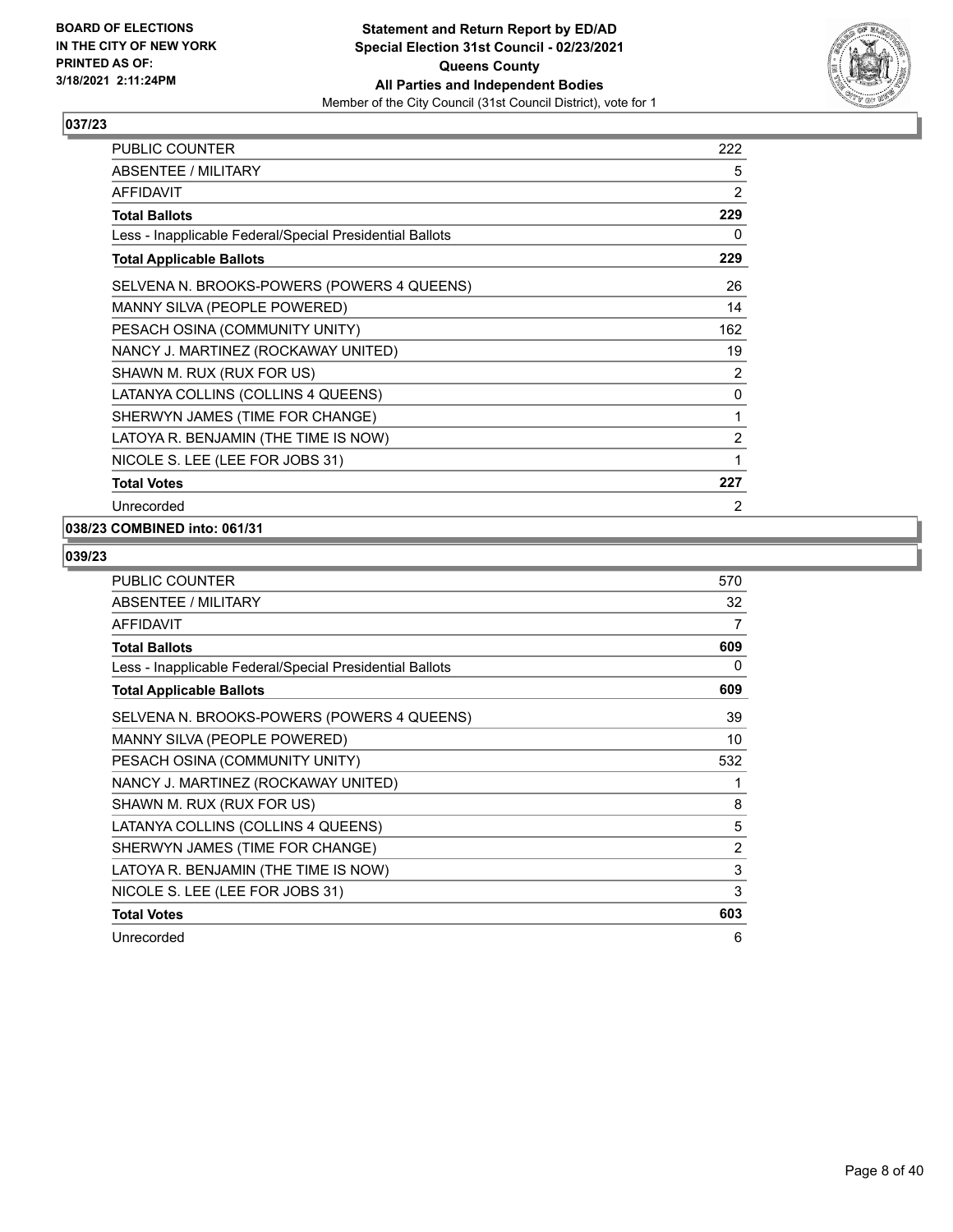**BOARD OF ELECTIONS IN THE CITY OF NEW YORK PRINTED AS OF: 3/18/2021 2:11:24PM**

**Statement and Return Report by ED/AD Special Election 31st Council - 02/23/2021 Queens County All Parties and Independent Bodies**

Member of the City Council (31st Council District), vote for 1

## 037/23

| | |
|---|---|
| PUBLIC COUNTER | 222 |
| ABSENTEE / MILITARY | 5 |
| AFFIDAVIT | 2 |
| **Total Ballots** | **229** |
| Less - Inapplicable Federal/Special Presidential Ballots | 0 |
| **Total Applicable Ballots** | **229** |
| SELVENA N. BROOKS-POWERS (POWERS 4 QUEENS) | 26 |
| MANNY SILVA (PEOPLE POWERED) | 14 |
| PESACH OSINA (COMMUNITY UNITY) | 162 |
| NANCY J. MARTINEZ (ROCKAWAY UNITED) | 19 |
| SHAWN M. RUX (RUX FOR US) | 2 |
| LATANYA COLLINS (COLLINS 4 QUEENS) | 0 |
| SHERWYN JAMES (TIME FOR CHANGE) | 1 |
| LATOYA R. BENJAMIN (THE TIME IS NOW) | 2 |
| NICOLE S. LEE (LEE FOR JOBS 31) | 1 |
| **Total Votes** | **227** |
| Unrecorded | 2 |

## 038/23 COMBINED into: 061/31

## 039/23

| | |
|---|---|
| PUBLIC COUNTER | 570 |
| ABSENTEE / MILITARY | 32 |
| AFFIDAVIT | 7 |
| **Total Ballots** | **609** |
| Less - Inapplicable Federal/Special Presidential Ballots | 0 |
| **Total Applicable Ballots** | **609** |
| SELVENA N. BROOKS-POWERS (POWERS 4 QUEENS) | 39 |
| MANNY SILVA (PEOPLE POWERED) | 10 |
| PESACH OSINA (COMMUNITY UNITY) | 532 |
| NANCY J. MARTINEZ (ROCKAWAY UNITED) | 1 |
| SHAWN M. RUX (RUX FOR US) | 8 |
| LATANYA COLLINS (COLLINS 4 QUEENS) | 5 |
| SHERWYN JAMES (TIME FOR CHANGE) | 2 |
| LATOYA R. BENJAMIN (THE TIME IS NOW) | 3 |
| NICOLE S. LEE (LEE FOR JOBS 31) | 3 |
| **Total Votes** | **603** |
| Unrecorded | 6 |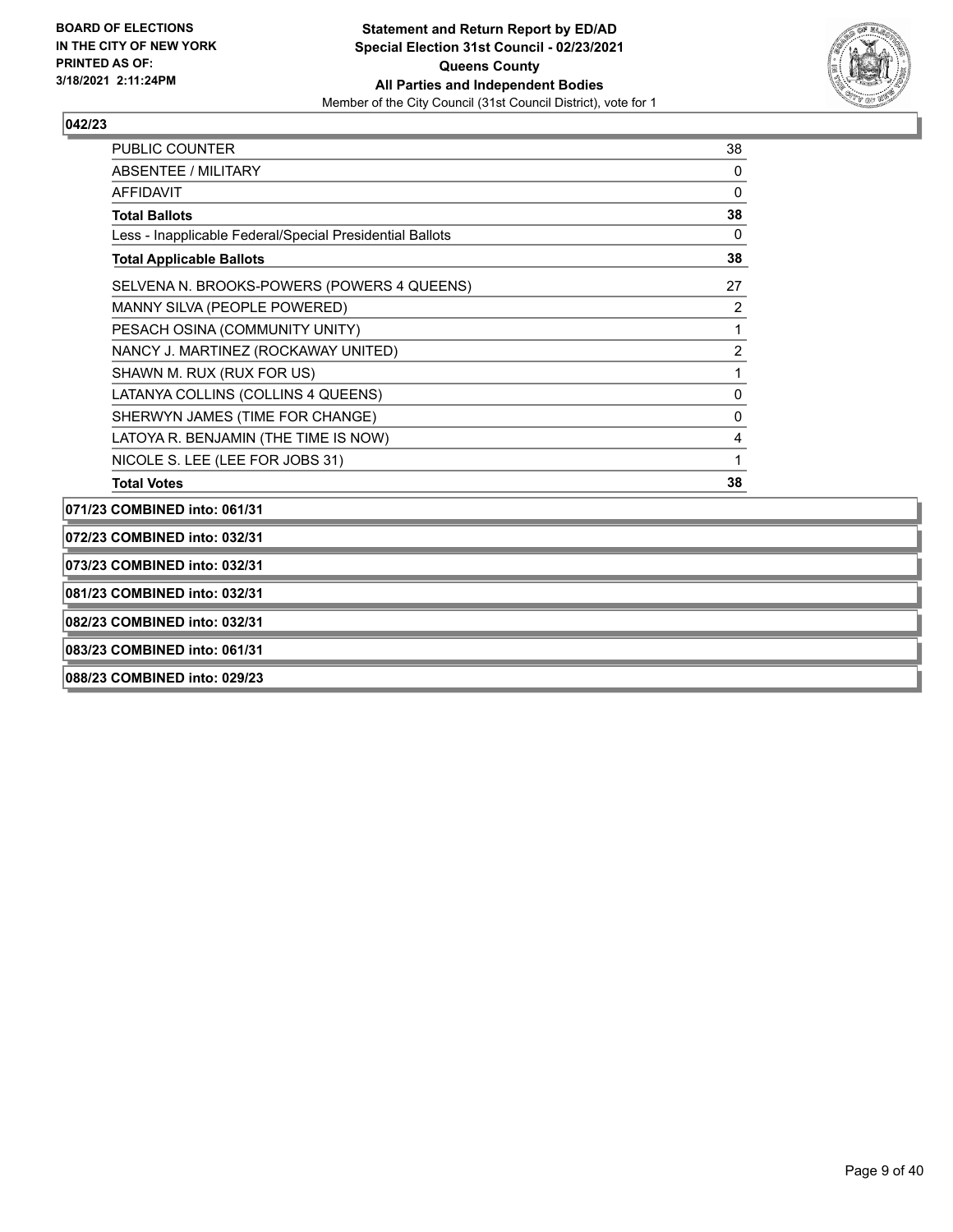**042/23**

| | |
|---|---|
| PUBLIC COUNTER | 38 |
| ABSENTEE / MILITARY | 0 |
| AFFIDAVIT | 0 |
| **Total Ballots** | **38** |
| Less - Inapplicable Federal/Special Presidential Ballots | 0 |
| **Total Applicable Ballots** | **38** |
| SELVENA N. BROOKS-POWERS (POWERS 4 QUEENS) | 27 |
| MANNY SILVA (PEOPLE POWERED) | 2 |
| PESACH OSINA (COMMUNITY UNITY) | 1 |
| NANCY J. MARTINEZ (ROCKAWAY UNITED) | 2 |
| SHAWN M. RUX (RUX FOR US) | 1 |
| LATANYA COLLINS (COLLINS 4 QUEENS) | 0 |
| SHERWYN JAMES (TIME FOR CHANGE) | 0 |
| LATOYA R. BENJAMIN (THE TIME IS NOW) | 4 |
| NICOLE S. LEE (LEE FOR JOBS 31) | 1 |
| **Total Votes** | **38** |

**071/23 COMBINED into: 061/31**

**072/23 COMBINED into: 032/31**

**073/23 COMBINED into: 032/31**

**081/23 COMBINED into: 032/31**

**082/23 COMBINED into: 032/31**

**083/23 COMBINED into: 061/31**

**088/23 COMBINED into: 029/23**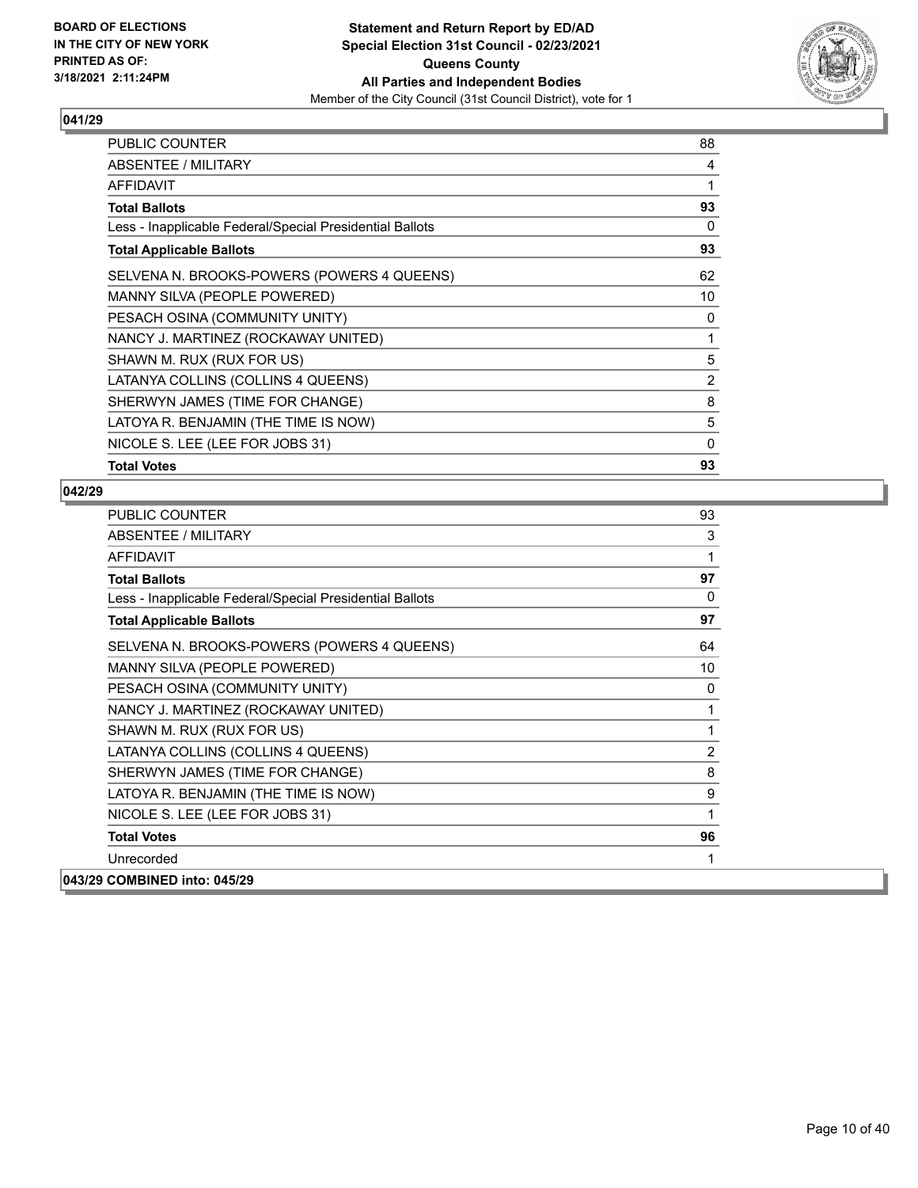## 041/29

| | |
|---|---|
| PUBLIC COUNTER | 88 |
| ABSENTEE / MILITARY | 4 |
| AFFIDAVIT | 1 |
| **Total Ballots** | **93** |
| Less - Inapplicable Federal/Special Presidential Ballots | 0 |
| **Total Applicable Ballots** | **93** |
| SELVENA N. BROOKS-POWERS (POWERS 4 QUEENS) | 62 |
| MANNY SILVA (PEOPLE POWERED) | 10 |
| PESACH OSINA (COMMUNITY UNITY) | 0 |
| NANCY J. MARTINEZ (ROCKAWAY UNITED) | 1 |
| SHAWN M. RUX (RUX FOR US) | 5 |
| LATANYA COLLINS (COLLINS 4 QUEENS) | 2 |
| SHERWYN JAMES (TIME FOR CHANGE) | 8 |
| LATOYA R. BENJAMIN (THE TIME IS NOW) | 5 |
| NICOLE S. LEE (LEE FOR JOBS 31) | 0 |
| **Total Votes** | **93** |

## 042/29

| | |
|---|---|
| PUBLIC COUNTER | 93 |
| ABSENTEE / MILITARY | 3 |
| AFFIDAVIT | 1 |
| **Total Ballots** | **97** |
| Less - Inapplicable Federal/Special Presidential Ballots | 0 |
| **Total Applicable Ballots** | **97** |
| SELVENA N. BROOKS-POWERS (POWERS 4 QUEENS) | 64 |
| MANNY SILVA (PEOPLE POWERED) | 10 |
| PESACH OSINA (COMMUNITY UNITY) | 0 |
| NANCY J. MARTINEZ (ROCKAWAY UNITED) | 1 |
| SHAWN M. RUX (RUX FOR US) | 1 |
| LATANYA COLLINS (COLLINS 4 QUEENS) | 2 |
| SHERWYN JAMES (TIME FOR CHANGE) | 8 |
| LATOYA R. BENJAMIN (THE TIME IS NOW) | 9 |
| NICOLE S. LEE (LEE FOR JOBS 31) | 1 |
| **Total Votes** | **96** |
| Unrecorded | 1 |

**043/29 COMBINED into: 045/29**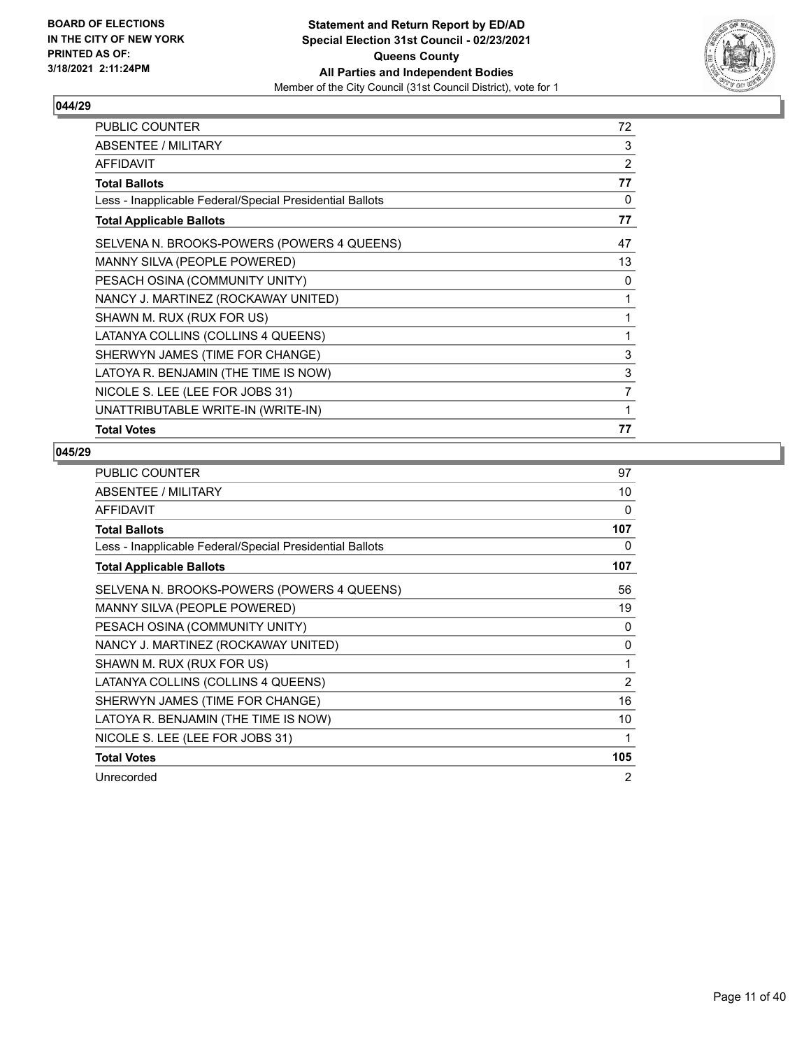**BOARD OF ELECTIONS IN THE CITY OF NEW YORK PRINTED AS OF: 3/18/2021 2:11:24PM**

**Statement and Return Report by ED/AD**
**Special Election 31st Council - 02/23/2021**
**Queens County**
**All Parties and Independent Bodies**
Member of the City Council (31st Council District), vote for 1

## 044/29

| | |
|---|---|
| PUBLIC COUNTER | 72 |
| ABSENTEE / MILITARY | 3 |
| AFFIDAVIT | 2 |
| **Total Ballots** | **77** |
| Less - Inapplicable Federal/Special Presidential Ballots | 0 |
| **Total Applicable Ballots** | **77** |
| SELVENA N. BROOKS-POWERS (POWERS 4 QUEENS) | 47 |
| MANNY SILVA (PEOPLE POWERED) | 13 |
| PESACH OSINA (COMMUNITY UNITY) | 0 |
| NANCY J. MARTINEZ (ROCKAWAY UNITED) | 1 |
| SHAWN M. RUX (RUX FOR US) | 1 |
| LATANYA COLLINS (COLLINS 4 QUEENS) | 1 |
| SHERWYN JAMES (TIME FOR CHANGE) | 3 |
| LATOYA R. BENJAMIN (THE TIME IS NOW) | 3 |
| NICOLE S. LEE (LEE FOR JOBS 31) | 7 |
| UNATTRIBUTABLE WRITE-IN (WRITE-IN) | 1 |
| **Total Votes** | **77** |

## 045/29

| | |
|---|---|
| PUBLIC COUNTER | 97 |
| ABSENTEE / MILITARY | 10 |
| AFFIDAVIT | 0 |
| **Total Ballots** | **107** |
| Less - Inapplicable Federal/Special Presidential Ballots | 0 |
| **Total Applicable Ballots** | **107** |
| SELVENA N. BROOKS-POWERS (POWERS 4 QUEENS) | 56 |
| MANNY SILVA (PEOPLE POWERED) | 19 |
| PESACH OSINA (COMMUNITY UNITY) | 0 |
| NANCY J. MARTINEZ (ROCKAWAY UNITED) | 0 |
| SHAWN M. RUX (RUX FOR US) | 1 |
| LATANYA COLLINS (COLLINS 4 QUEENS) | 2 |
| SHERWYN JAMES (TIME FOR CHANGE) | 16 |
| LATOYA R. BENJAMIN (THE TIME IS NOW) | 10 |
| NICOLE S. LEE (LEE FOR JOBS 31) | 1 |
| **Total Votes** | **105** |
| Unrecorded | 2 |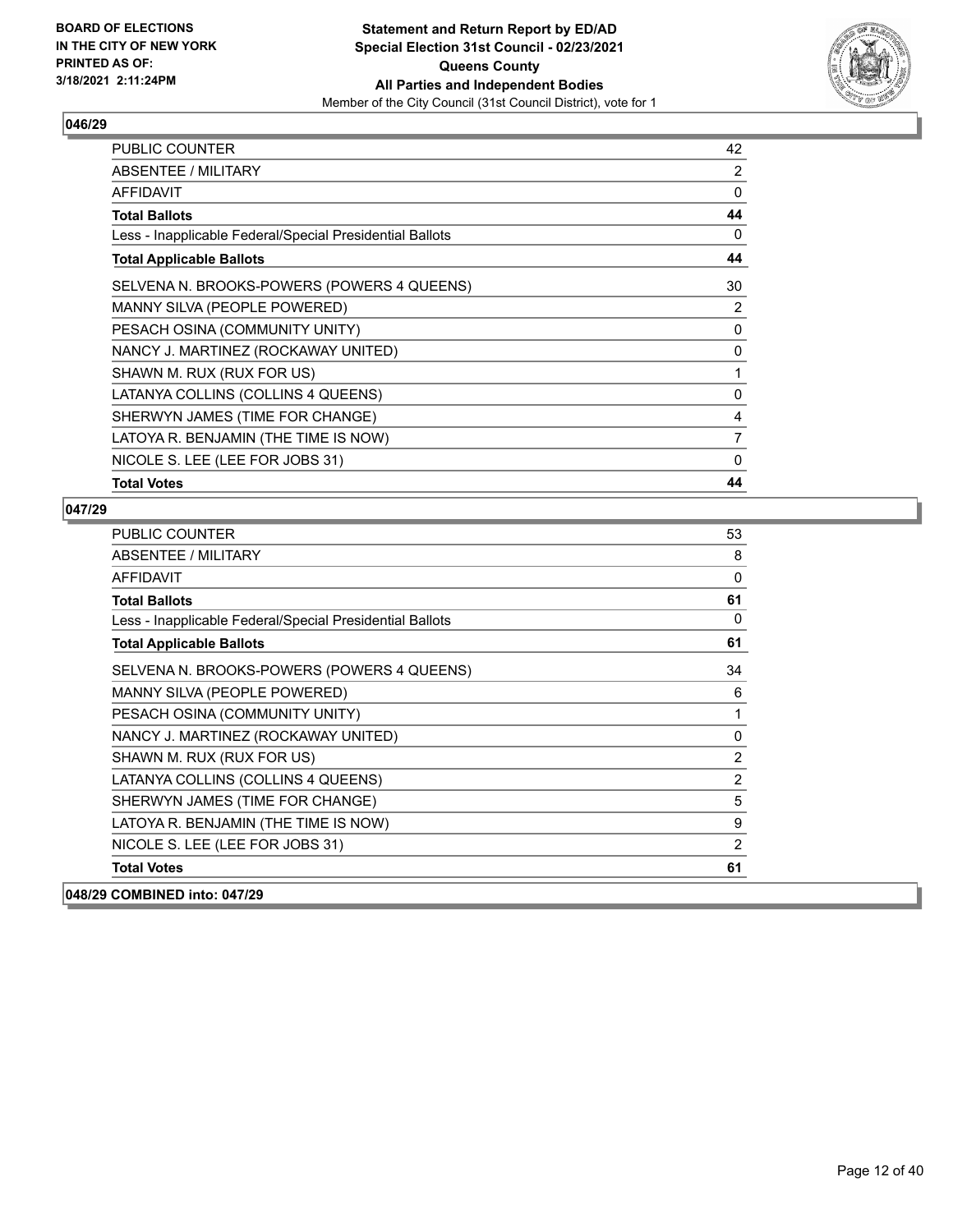## 046/29

| | |
|---|---|
| PUBLIC COUNTER | 42 |
| ABSENTEE / MILITARY | 2 |
| AFFIDAVIT | 0 |
| **Total Ballots** | **44** |
| Less - Inapplicable Federal/Special Presidential Ballots | 0 |
| **Total Applicable Ballots** | **44** |
| SELVENA N. BROOKS-POWERS (POWERS 4 QUEENS) | 30 |
| MANNY SILVA (PEOPLE POWERED) | 2 |
| PESACH OSINA (COMMUNITY UNITY) | 0 |
| NANCY J. MARTINEZ (ROCKAWAY UNITED) | 0 |
| SHAWN M. RUX (RUX FOR US) | 1 |
| LATANYA COLLINS (COLLINS 4 QUEENS) | 0 |
| SHERWYN JAMES (TIME FOR CHANGE) | 4 |
| LATOYA R. BENJAMIN (THE TIME IS NOW) | 7 |
| NICOLE S. LEE (LEE FOR JOBS 31) | 0 |
| **Total Votes** | **44** |

## 047/29

| | |
|---|---|
| PUBLIC COUNTER | 53 |
| ABSENTEE / MILITARY | 8 |
| AFFIDAVIT | 0 |
| **Total Ballots** | **61** |
| Less - Inapplicable Federal/Special Presidential Ballots | 0 |
| **Total Applicable Ballots** | **61** |
| SELVENA N. BROOKS-POWERS (POWERS 4 QUEENS) | 34 |
| MANNY SILVA (PEOPLE POWERED) | 6 |
| PESACH OSINA (COMMUNITY UNITY) | 1 |
| NANCY J. MARTINEZ (ROCKAWAY UNITED) | 0 |
| SHAWN M. RUX (RUX FOR US) | 2 |
| LATANYA COLLINS (COLLINS 4 QUEENS) | 2 |
| SHERWYN JAMES (TIME FOR CHANGE) | 5 |
| LATOYA R. BENJAMIN (THE TIME IS NOW) | 9 |
| NICOLE S. LEE (LEE FOR JOBS 31) | 2 |
| **Total Votes** | **61** |

## 048/29 COMBINED into: 047/29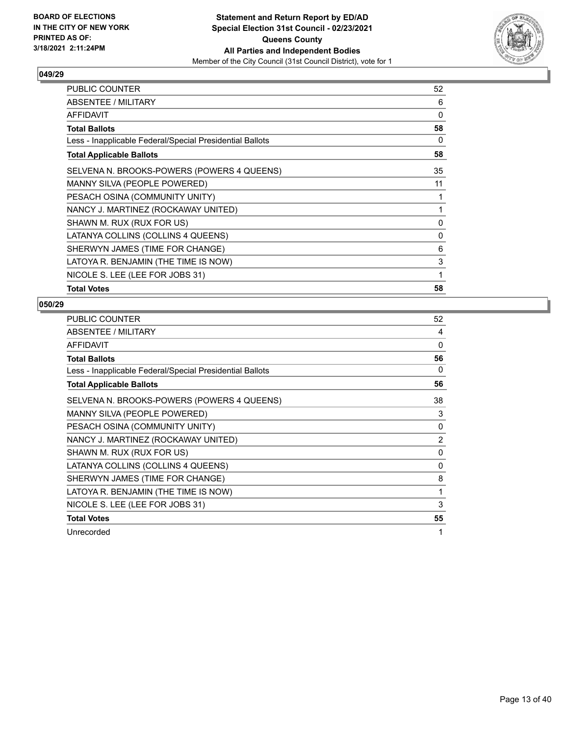### 049/29

| | |
|---|---|
| PUBLIC COUNTER | 52 |
| ABSENTEE / MILITARY | 6 |
| AFFIDAVIT | 0 |
| **Total Ballots** | **58** |
| Less - Inapplicable Federal/Special Presidential Ballots | 0 |
| **Total Applicable Ballots** | **58** |
| SELVENA N. BROOKS-POWERS (POWERS 4 QUEENS) | 35 |
| MANNY SILVA (PEOPLE POWERED) | 11 |
| PESACH OSINA (COMMUNITY UNITY) | 1 |
| NANCY J. MARTINEZ (ROCKAWAY UNITED) | 1 |
| SHAWN M. RUX (RUX FOR US) | 0 |
| LATANYA COLLINS (COLLINS 4 QUEENS) | 0 |
| SHERWYN JAMES (TIME FOR CHANGE) | 6 |
| LATOYA R. BENJAMIN (THE TIME IS NOW) | 3 |
| NICOLE S. LEE (LEE FOR JOBS 31) | 1 |
| **Total Votes** | **58** |

### 050/29

| | |
|---|---|
| PUBLIC COUNTER | 52 |
| ABSENTEE / MILITARY | 4 |
| AFFIDAVIT | 0 |
| **Total Ballots** | **56** |
| Less - Inapplicable Federal/Special Presidential Ballots | 0 |
| **Total Applicable Ballots** | **56** |
| SELVENA N. BROOKS-POWERS (POWERS 4 QUEENS) | 38 |
| MANNY SILVA (PEOPLE POWERED) | 3 |
| PESACH OSINA (COMMUNITY UNITY) | 0 |
| NANCY J. MARTINEZ (ROCKAWAY UNITED) | 2 |
| SHAWN M. RUX (RUX FOR US) | 0 |
| LATANYA COLLINS (COLLINS 4 QUEENS) | 0 |
| SHERWYN JAMES (TIME FOR CHANGE) | 8 |
| LATOYA R. BENJAMIN (THE TIME IS NOW) | 1 |
| NICOLE S. LEE (LEE FOR JOBS 31) | 3 |
| **Total Votes** | **55** |
| Unrecorded | 1 |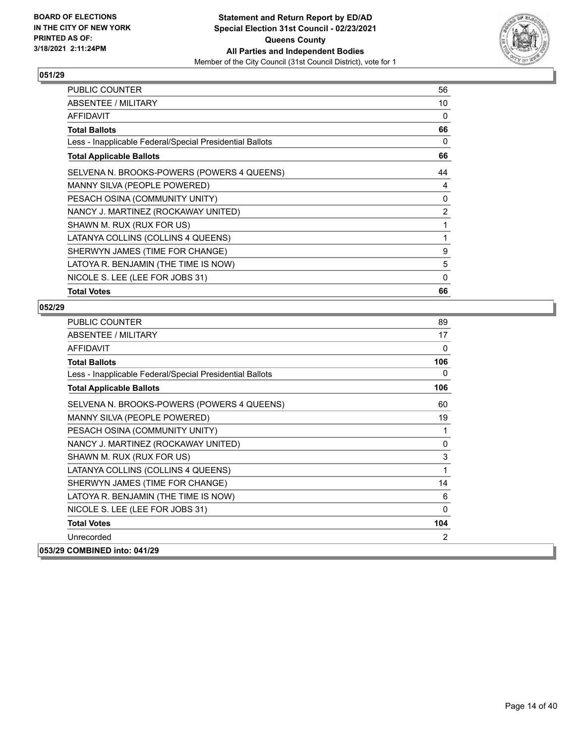BOARD OF ELECTIONS
IN THE CITY OF NEW YORK
PRINTED AS OF:
3/18/2021 2:11:24PM

**Statement and Return Report by ED/AD**
**Special Election 31st Council - 02/23/2021**
**Queens County**
**All Parties and Independent Bodies**
Member of the City Council (31st Council District), vote for 1

## 051/29

| | |
|---|---|
| PUBLIC COUNTER | 56 |
| ABSENTEE / MILITARY | 10 |
| AFFIDAVIT | 0 |
| **Total Ballots** | **66** |
| Less - Inapplicable Federal/Special Presidential Ballots | 0 |
| **Total Applicable Ballots** | **66** |
| SELVENA N. BROOKS-POWERS (POWERS 4 QUEENS) | 44 |
| MANNY SILVA (PEOPLE POWERED) | 4 |
| PESACH OSINA (COMMUNITY UNITY) | 0 |
| NANCY J. MARTINEZ (ROCKAWAY UNITED) | 2 |
| SHAWN M. RUX (RUX FOR US) | 1 |
| LATANYA COLLINS (COLLINS 4 QUEENS) | 1 |
| SHERWYN JAMES (TIME FOR CHANGE) | 9 |
| LATOYA R. BENJAMIN (THE TIME IS NOW) | 5 |
| NICOLE S. LEE (LEE FOR JOBS 31) | 0 |
| **Total Votes** | **66** |

## 052/29

| | |
|---|---|
| PUBLIC COUNTER | 89 |
| ABSENTEE / MILITARY | 17 |
| AFFIDAVIT | 0 |
| **Total Ballots** | **106** |
| Less - Inapplicable Federal/Special Presidential Ballots | 0 |
| **Total Applicable Ballots** | **106** |
| SELVENA N. BROOKS-POWERS (POWERS 4 QUEENS) | 60 |
| MANNY SILVA (PEOPLE POWERED) | 19 |
| PESACH OSINA (COMMUNITY UNITY) | 1 |
| NANCY J. MARTINEZ (ROCKAWAY UNITED) | 0 |
| SHAWN M. RUX (RUX FOR US) | 3 |
| LATANYA COLLINS (COLLINS 4 QUEENS) | 1 |
| SHERWYN JAMES (TIME FOR CHANGE) | 14 |
| LATOYA R. BENJAMIN (THE TIME IS NOW) | 6 |
| NICOLE S. LEE (LEE FOR JOBS 31) | 0 |
| **Total Votes** | **104** |
| Unrecorded | 2 |

## 053/29 COMBINED into: 041/29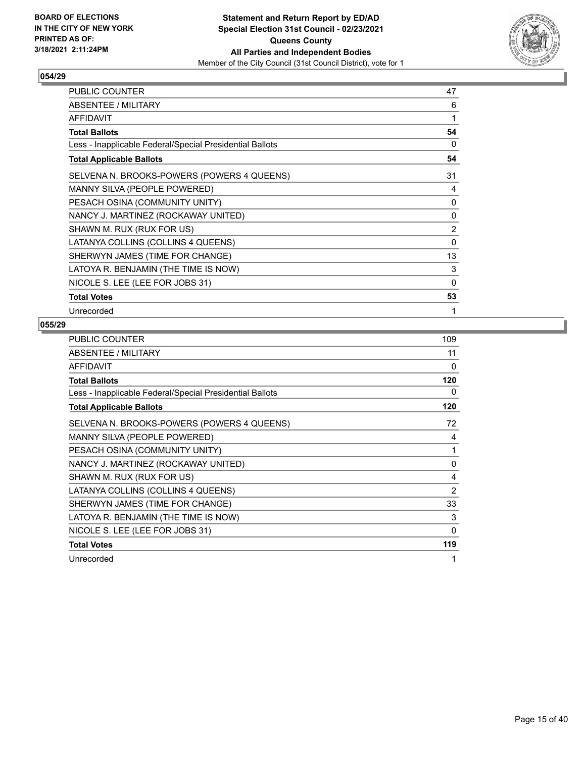**BOARD OF ELECTIONS IN THE CITY OF NEW YORK PRINTED AS OF: 3/18/2021 2:11:24PM**

**Statement and Return Report by ED/AD**
**Special Election 31st Council - 02/23/2021**
**Queens County**
**All Parties and Independent Bodies**
Member of the City Council (31st Council District), vote for 1

## 054/29

| | |
|---|---|
| PUBLIC COUNTER | 47 |
| ABSENTEE / MILITARY | 6 |
| AFFIDAVIT | 1 |
| **Total Ballots** | **54** |
| Less - Inapplicable Federal/Special Presidential Ballots | 0 |
| **Total Applicable Ballots** | **54** |
| SELVENA N. BROOKS-POWERS (POWERS 4 QUEENS) | 31 |
| MANNY SILVA (PEOPLE POWERED) | 4 |
| PESACH OSINA (COMMUNITY UNITY) | 0 |
| NANCY J. MARTINEZ (ROCKAWAY UNITED) | 0 |
| SHAWN M. RUX (RUX FOR US) | 2 |
| LATANYA COLLINS (COLLINS 4 QUEENS) | 0 |
| SHERWYN JAMES (TIME FOR CHANGE) | 13 |
| LATOYA R. BENJAMIN (THE TIME IS NOW) | 3 |
| NICOLE S. LEE (LEE FOR JOBS 31) | 0 |
| **Total Votes** | **53** |
| Unrecorded | 1 |

## 055/29

| | |
|---|---|
| PUBLIC COUNTER | 109 |
| ABSENTEE / MILITARY | 11 |
| AFFIDAVIT | 0 |
| **Total Ballots** | **120** |
| Less - Inapplicable Federal/Special Presidential Ballots | 0 |
| **Total Applicable Ballots** | **120** |
| SELVENA N. BROOKS-POWERS (POWERS 4 QUEENS) | 72 |
| MANNY SILVA (PEOPLE POWERED) | 4 |
| PESACH OSINA (COMMUNITY UNITY) | 1 |
| NANCY J. MARTINEZ (ROCKAWAY UNITED) | 0 |
| SHAWN M. RUX (RUX FOR US) | 4 |
| LATANYA COLLINS (COLLINS 4 QUEENS) | 2 |
| SHERWYN JAMES (TIME FOR CHANGE) | 33 |
| LATOYA R. BENJAMIN (THE TIME IS NOW) | 3 |
| NICOLE S. LEE (LEE FOR JOBS 31) | 0 |
| **Total Votes** | **119** |
| Unrecorded | 1 |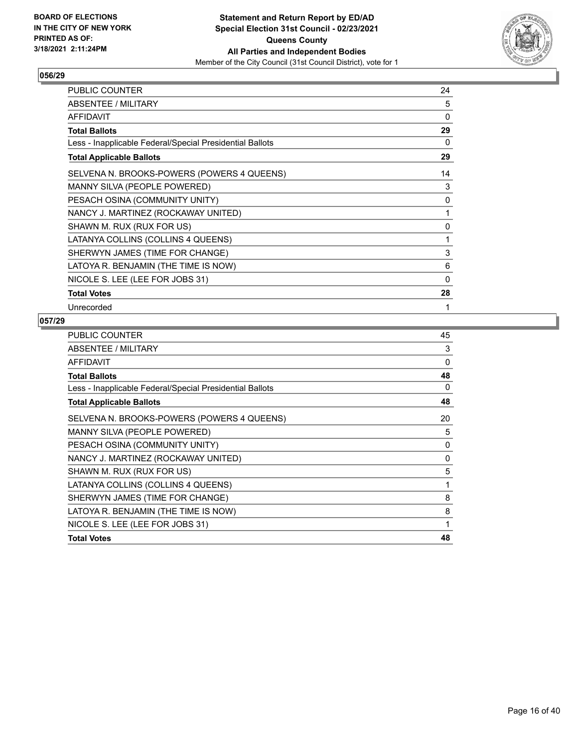**BOARD OF ELECTIONS IN THE CITY OF NEW YORK PRINTED AS OF: 3/18/2021 2:11:24PM**

**Statement and Return Report by ED/AD**
**Special Election 31st Council - 02/23/2021**
**Queens County**
**All Parties and Independent Bodies**
Member of the City Council (31st Council District), vote for 1

### 056/29

| | |
|---|---|
| PUBLIC COUNTER | 24 |
| ABSENTEE / MILITARY | 5 |
| AFFIDAVIT | 0 |
| **Total Ballots** | **29** |
| Less - Inapplicable Federal/Special Presidential Ballots | 0 |
| **Total Applicable Ballots** | **29** |
| SELVENA N. BROOKS-POWERS (POWERS 4 QUEENS) | 14 |
| MANNY SILVA (PEOPLE POWERED) | 3 |
| PESACH OSINA (COMMUNITY UNITY) | 0 |
| NANCY J. MARTINEZ (ROCKAWAY UNITED) | 1 |
| SHAWN M. RUX (RUX FOR US) | 0 |
| LATANYA COLLINS (COLLINS 4 QUEENS) | 1 |
| SHERWYN JAMES (TIME FOR CHANGE) | 3 |
| LATOYA R. BENJAMIN (THE TIME IS NOW) | 6 |
| NICOLE S. LEE (LEE FOR JOBS 31) | 0 |
| **Total Votes** | **28** |
| Unrecorded | 1 |

### 057/29

| | |
|---|---|
| PUBLIC COUNTER | 45 |
| ABSENTEE / MILITARY | 3 |
| AFFIDAVIT | 0 |
| **Total Ballots** | **48** |
| Less - Inapplicable Federal/Special Presidential Ballots | 0 |
| **Total Applicable Ballots** | **48** |
| SELVENA N. BROOKS-POWERS (POWERS 4 QUEENS) | 20 |
| MANNY SILVA (PEOPLE POWERED) | 5 |
| PESACH OSINA (COMMUNITY UNITY) | 0 |
| NANCY J. MARTINEZ (ROCKAWAY UNITED) | 0 |
| SHAWN M. RUX (RUX FOR US) | 5 |
| LATANYA COLLINS (COLLINS 4 QUEENS) | 1 |
| SHERWYN JAMES (TIME FOR CHANGE) | 8 |
| LATOYA R. BENJAMIN (THE TIME IS NOW) | 8 |
| NICOLE S. LEE (LEE FOR JOBS 31) | 1 |
| **Total Votes** | **48** |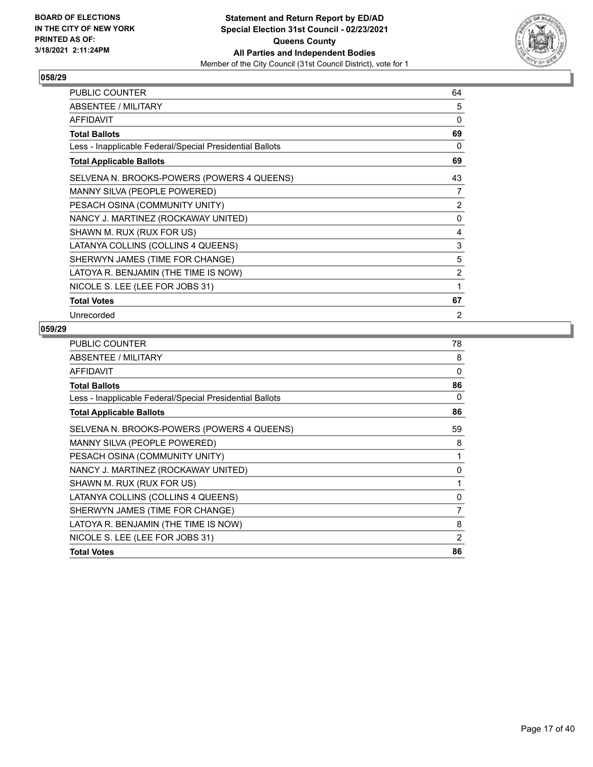**BOARD OF ELECTIONS IN THE CITY OF NEW YORK PRINTED AS OF: 3/18/2021 2:11:24PM**

**Statement and Return Report by ED/AD**
**Special Election 31st Council - 02/23/2021**
**Queens County**
**All Parties and Independent Bodies**
Member of the City Council (31st Council District), vote for 1

## 058/29

| | |
|---|---|
| PUBLIC COUNTER | 64 |
| ABSENTEE / MILITARY | 5 |
| AFFIDAVIT | 0 |
| **Total Ballots** | **69** |
| Less - Inapplicable Federal/Special Presidential Ballots | 0 |
| **Total Applicable Ballots** | **69** |
| SELVENA N. BROOKS-POWERS (POWERS 4 QUEENS) | 43 |
| MANNY SILVA (PEOPLE POWERED) | 7 |
| PESACH OSINA (COMMUNITY UNITY) | 2 |
| NANCY J. MARTINEZ (ROCKAWAY UNITED) | 0 |
| SHAWN M. RUX (RUX FOR US) | 4 |
| LATANYA COLLINS (COLLINS 4 QUEENS) | 3 |
| SHERWYN JAMES (TIME FOR CHANGE) | 5 |
| LATOYA R. BENJAMIN (THE TIME IS NOW) | 2 |
| NICOLE S. LEE (LEE FOR JOBS 31) | 1 |
| **Total Votes** | **67** |
| Unrecorded | 2 |

## 059/29

| | |
|---|---|
| PUBLIC COUNTER | 78 |
| ABSENTEE / MILITARY | 8 |
| AFFIDAVIT | 0 |
| **Total Ballots** | **86** |
| Less - Inapplicable Federal/Special Presidential Ballots | 0 |
| **Total Applicable Ballots** | **86** |
| SELVENA N. BROOKS-POWERS (POWERS 4 QUEENS) | 59 |
| MANNY SILVA (PEOPLE POWERED) | 8 |
| PESACH OSINA (COMMUNITY UNITY) | 1 |
| NANCY J. MARTINEZ (ROCKAWAY UNITED) | 0 |
| SHAWN M. RUX (RUX FOR US) | 1 |
| LATANYA COLLINS (COLLINS 4 QUEENS) | 0 |
| SHERWYN JAMES (TIME FOR CHANGE) | 7 |
| LATOYA R. BENJAMIN (THE TIME IS NOW) | 8 |
| NICOLE S. LEE (LEE FOR JOBS 31) | 2 |
| **Total Votes** | **86** |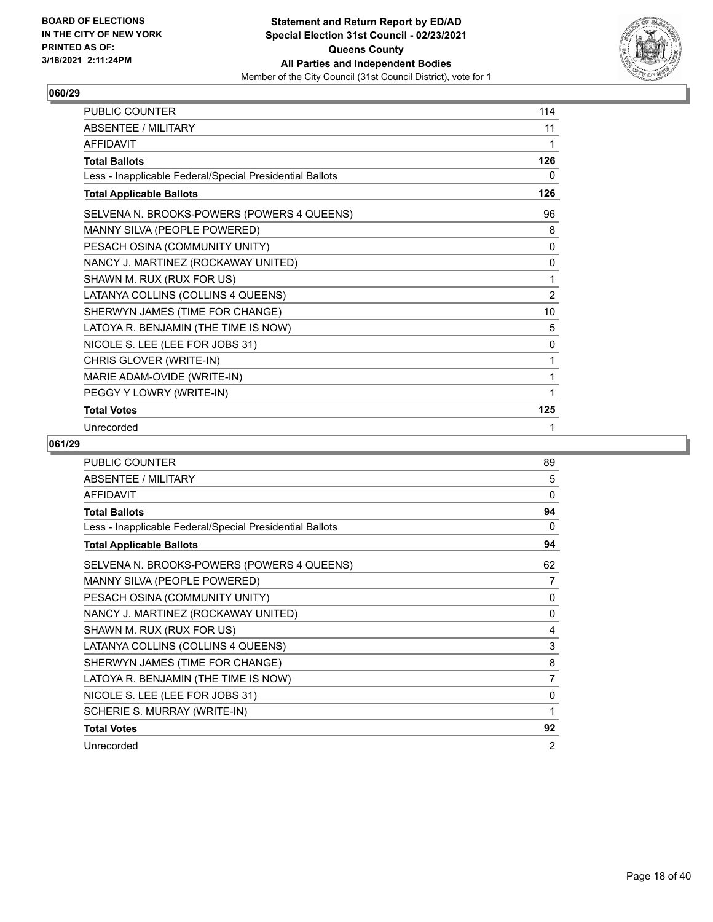## 060/29

| | |
|---|---|
| PUBLIC COUNTER | 114 |
| ABSENTEE / MILITARY | 11 |
| AFFIDAVIT | 1 |
| **Total Ballots** | **126** |
| Less - Inapplicable Federal/Special Presidential Ballots | 0 |
| **Total Applicable Ballots** | **126** |
| SELVENA N. BROOKS-POWERS (POWERS 4 QUEENS) | 96 |
| MANNY SILVA (PEOPLE POWERED) | 8 |
| PESACH OSINA (COMMUNITY UNITY) | 0 |
| NANCY J. MARTINEZ (ROCKAWAY UNITED) | 0 |
| SHAWN M. RUX (RUX FOR US) | 1 |
| LATANYA COLLINS (COLLINS 4 QUEENS) | 2 |
| SHERWYN JAMES (TIME FOR CHANGE) | 10 |
| LATOYA R. BENJAMIN (THE TIME IS NOW) | 5 |
| NICOLE S. LEE (LEE FOR JOBS 31) | 0 |
| CHRIS GLOVER (WRITE-IN) | 1 |
| MARIE ADAM-OVIDE (WRITE-IN) | 1 |
| PEGGY Y LOWRY (WRITE-IN) | 1 |
| **Total Votes** | **125** |
| Unrecorded | 1 |

## 061/29

| | |
|---|---|
| PUBLIC COUNTER | 89 |
| ABSENTEE / MILITARY | 5 |
| AFFIDAVIT | 0 |
| **Total Ballots** | **94** |
| Less - Inapplicable Federal/Special Presidential Ballots | 0 |
| **Total Applicable Ballots** | **94** |
| SELVENA N. BROOKS-POWERS (POWERS 4 QUEENS) | 62 |
| MANNY SILVA (PEOPLE POWERED) | 7 |
| PESACH OSINA (COMMUNITY UNITY) | 0 |
| NANCY J. MARTINEZ (ROCKAWAY UNITED) | 0 |
| SHAWN M. RUX (RUX FOR US) | 4 |
| LATANYA COLLINS (COLLINS 4 QUEENS) | 3 |
| SHERWYN JAMES (TIME FOR CHANGE) | 8 |
| LATOYA R. BENJAMIN (THE TIME IS NOW) | 7 |
| NICOLE S. LEE (LEE FOR JOBS 31) | 0 |
| SCHERIE S. MURRAY (WRITE-IN) | 1 |
| **Total Votes** | **92** |
| Unrecorded | 2 |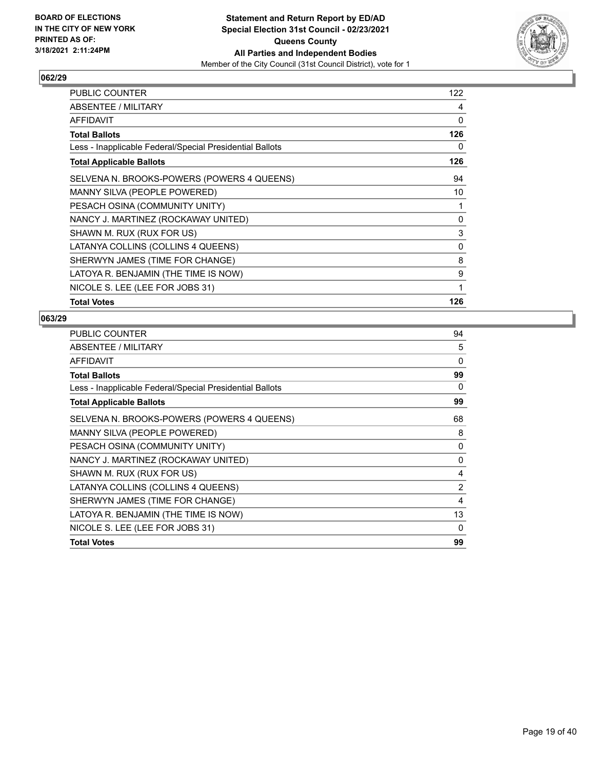## 062/29

| | |
|---|---|
| PUBLIC COUNTER | 122 |
| ABSENTEE / MILITARY | 4 |
| AFFIDAVIT | 0 |
| **Total Ballots** | **126** |
| Less - Inapplicable Federal/Special Presidential Ballots | 0 |
| **Total Applicable Ballots** | **126** |
| SELVENA N. BROOKS-POWERS (POWERS 4 QUEENS) | 94 |
| MANNY SILVA (PEOPLE POWERED) | 10 |
| PESACH OSINA (COMMUNITY UNITY) | 1 |
| NANCY J. MARTINEZ (ROCKAWAY UNITED) | 0 |
| SHAWN M. RUX (RUX FOR US) | 3 |
| LATANYA COLLINS (COLLINS 4 QUEENS) | 0 |
| SHERWYN JAMES (TIME FOR CHANGE) | 8 |
| LATOYA R. BENJAMIN (THE TIME IS NOW) | 9 |
| NICOLE S. LEE (LEE FOR JOBS 31) | 1 |
| **Total Votes** | **126** |

## 063/29

| | |
|---|---|
| PUBLIC COUNTER | 94 |
| ABSENTEE / MILITARY | 5 |
| AFFIDAVIT | 0 |
| **Total Ballots** | **99** |
| Less - Inapplicable Federal/Special Presidential Ballots | 0 |
| **Total Applicable Ballots** | **99** |
| SELVENA N. BROOKS-POWERS (POWERS 4 QUEENS) | 68 |
| MANNY SILVA (PEOPLE POWERED) | 8 |
| PESACH OSINA (COMMUNITY UNITY) | 0 |
| NANCY J. MARTINEZ (ROCKAWAY UNITED) | 0 |
| SHAWN M. RUX (RUX FOR US) | 4 |
| LATANYA COLLINS (COLLINS 4 QUEENS) | 2 |
| SHERWYN JAMES (TIME FOR CHANGE) | 4 |
| LATOYA R. BENJAMIN (THE TIME IS NOW) | 13 |
| NICOLE S. LEE (LEE FOR JOBS 31) | 0 |
| **Total Votes** | **99** |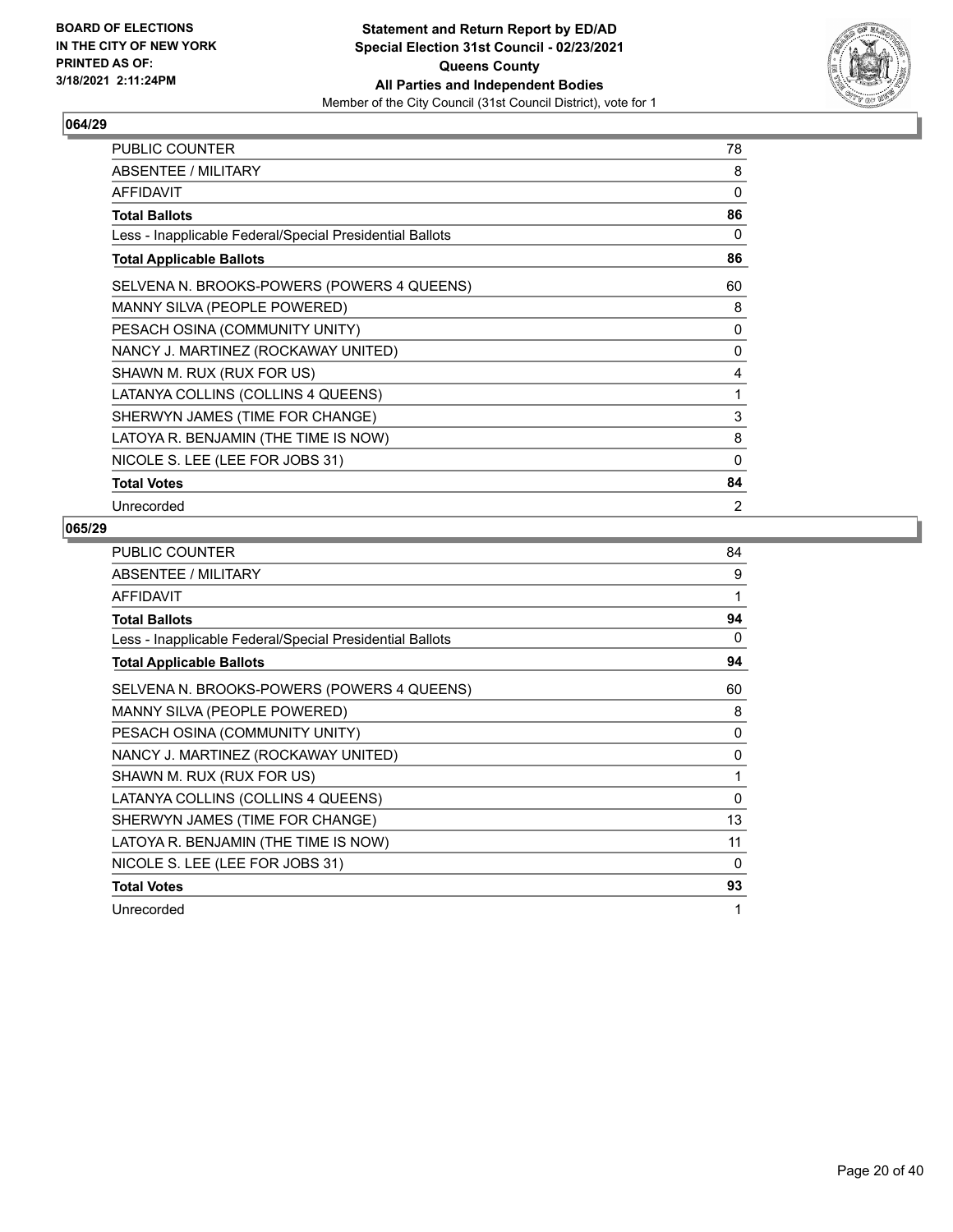**BOARD OF ELECTIONS IN THE CITY OF NEW YORK PRINTED AS OF: 3/18/2021 2:11:24PM**

**Statement and Return Report by ED/AD**
**Special Election 31st Council - 02/23/2021**
**Queens County**
**All Parties and Independent Bodies**
Member of the City Council (31st Council District), vote for 1

## 064/29

| | |
|---|---|
| PUBLIC COUNTER | 78 |
| ABSENTEE / MILITARY | 8 |
| AFFIDAVIT | 0 |
| **Total Ballots** | **86** |
| Less - Inapplicable Federal/Special Presidential Ballots | 0 |
| **Total Applicable Ballots** | **86** |
| SELVENA N. BROOKS-POWERS (POWERS 4 QUEENS) | 60 |
| MANNY SILVA (PEOPLE POWERED) | 8 |
| PESACH OSINA (COMMUNITY UNITY) | 0 |
| NANCY J. MARTINEZ (ROCKAWAY UNITED) | 0 |
| SHAWN M. RUX (RUX FOR US) | 4 |
| LATANYA COLLINS (COLLINS 4 QUEENS) | 1 |
| SHERWYN JAMES (TIME FOR CHANGE) | 3 |
| LATOYA R. BENJAMIN (THE TIME IS NOW) | 8 |
| NICOLE S. LEE (LEE FOR JOBS 31) | 0 |
| **Total Votes** | **84** |
| Unrecorded | 2 |

## 065/29

| | |
|---|---|
| PUBLIC COUNTER | 84 |
| ABSENTEE / MILITARY | 9 |
| AFFIDAVIT | 1 |
| **Total Ballots** | **94** |
| Less - Inapplicable Federal/Special Presidential Ballots | 0 |
| **Total Applicable Ballots** | **94** |
| SELVENA N. BROOKS-POWERS (POWERS 4 QUEENS) | 60 |
| MANNY SILVA (PEOPLE POWERED) | 8 |
| PESACH OSINA (COMMUNITY UNITY) | 0 |
| NANCY J. MARTINEZ (ROCKAWAY UNITED) | 0 |
| SHAWN M. RUX (RUX FOR US) | 1 |
| LATANYA COLLINS (COLLINS 4 QUEENS) | 0 |
| SHERWYN JAMES (TIME FOR CHANGE) | 13 |
| LATOYA R. BENJAMIN (THE TIME IS NOW) | 11 |
| NICOLE S. LEE (LEE FOR JOBS 31) | 0 |
| **Total Votes** | **93** |
| Unrecorded | 1 |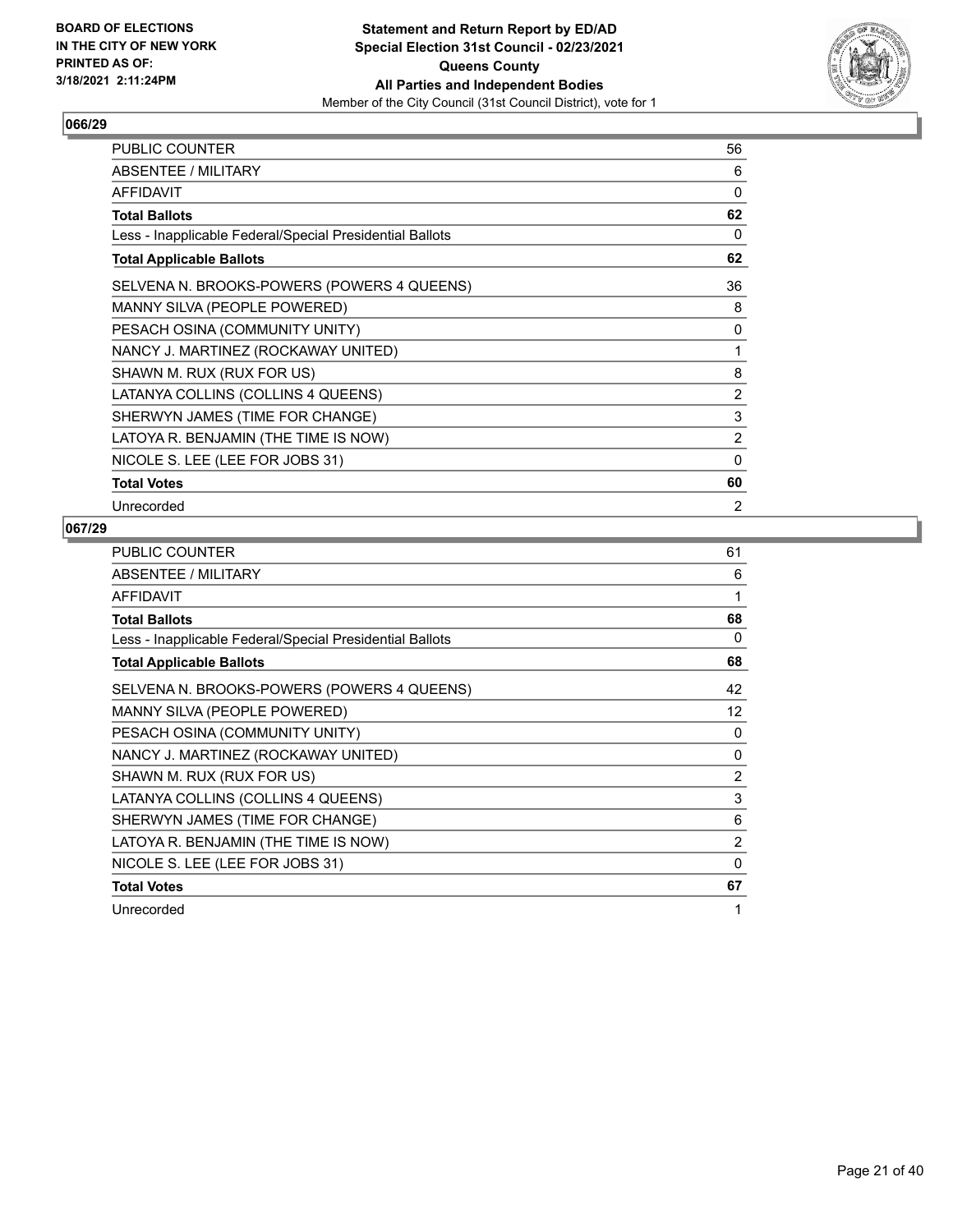**Statement and Return Report by ED/AD**
**Special Election 31st Council - 02/23/2021**
**Queens County**
**All Parties and Independent Bodies**
Member of the City Council (31st Council District), vote for 1

BOARD OF ELECTIONS IN THE CITY OF NEW YORK
PRINTED AS OF: 3/18/2021 2:11:24PM

## 066/29

| | |
|---|---|
| PUBLIC COUNTER | 56 |
| ABSENTEE / MILITARY | 6 |
| AFFIDAVIT | 0 |
| **Total Ballots** | **62** |
| Less - Inapplicable Federal/Special Presidential Ballots | 0 |
| **Total Applicable Ballots** | **62** |
| SELVENA N. BROOKS-POWERS (POWERS 4 QUEENS) | 36 |
| MANNY SILVA (PEOPLE POWERED) | 8 |
| PESACH OSINA (COMMUNITY UNITY) | 0 |
| NANCY J. MARTINEZ (ROCKAWAY UNITED) | 1 |
| SHAWN M. RUX (RUX FOR US) | 8 |
| LATANYA COLLINS (COLLINS 4 QUEENS) | 2 |
| SHERWYN JAMES (TIME FOR CHANGE) | 3 |
| LATOYA R. BENJAMIN (THE TIME IS NOW) | 2 |
| NICOLE S. LEE (LEE FOR JOBS 31) | 0 |
| **Total Votes** | **60** |
| Unrecorded | 2 |

## 067/29

| | |
|---|---|
| PUBLIC COUNTER | 61 |
| ABSENTEE / MILITARY | 6 |
| AFFIDAVIT | 1 |
| **Total Ballots** | **68** |
| Less - Inapplicable Federal/Special Presidential Ballots | 0 |
| **Total Applicable Ballots** | **68** |
| SELVENA N. BROOKS-POWERS (POWERS 4 QUEENS) | 42 |
| MANNY SILVA (PEOPLE POWERED) | 12 |
| PESACH OSINA (COMMUNITY UNITY) | 0 |
| NANCY J. MARTINEZ (ROCKAWAY UNITED) | 0 |
| SHAWN M. RUX (RUX FOR US) | 2 |
| LATANYA COLLINS (COLLINS 4 QUEENS) | 3 |
| SHERWYN JAMES (TIME FOR CHANGE) | 6 |
| LATOYA R. BENJAMIN (THE TIME IS NOW) | 2 |
| NICOLE S. LEE (LEE FOR JOBS 31) | 0 |
| **Total Votes** | **67** |
| Unrecorded | 1 |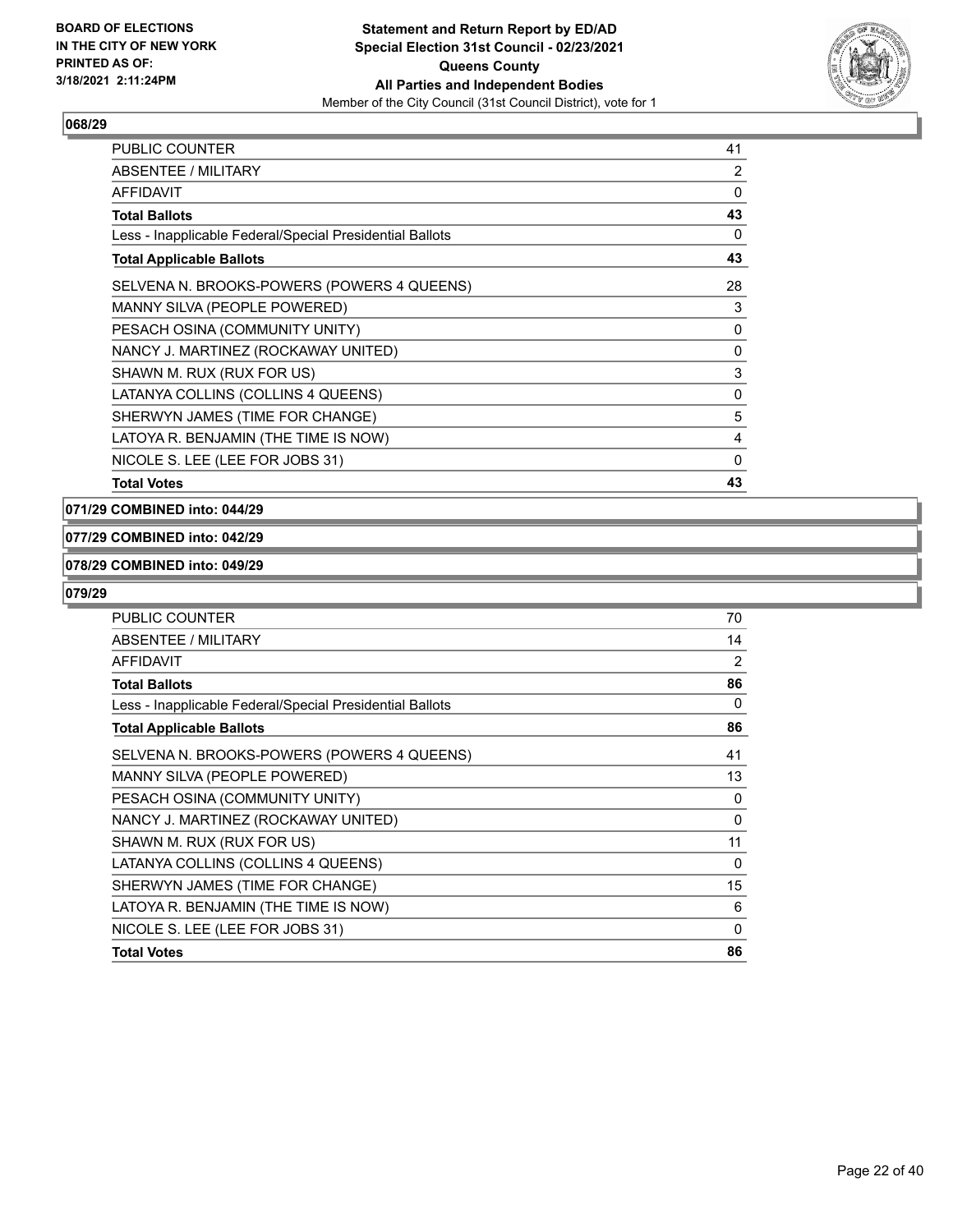**BOARD OF ELECTIONS IN THE CITY OF NEW YORK PRINTED AS OF: 3/18/2021 2:11:24PM**

**Statement and Return Report by ED/AD Special Election 31st Council - 02/23/2021 Queens County All Parties and Independent Bodies**
Member of the City Council (31st Council District), vote for 1

### 068/29

| | |
|---|---|
| PUBLIC COUNTER | 41 |
| ABSENTEE / MILITARY | 2 |
| AFFIDAVIT | 0 |
| **Total Ballots** | **43** |
| Less - Inapplicable Federal/Special Presidential Ballots | 0 |
| **Total Applicable Ballots** | **43** |
| SELVENA N. BROOKS-POWERS (POWERS 4 QUEENS) | 28 |
| MANNY SILVA (PEOPLE POWERED) | 3 |
| PESACH OSINA (COMMUNITY UNITY) | 0 |
| NANCY J. MARTINEZ (ROCKAWAY UNITED) | 0 |
| SHAWN M. RUX (RUX FOR US) | 3 |
| LATANYA COLLINS (COLLINS 4 QUEENS) | 0 |
| SHERWYN JAMES (TIME FOR CHANGE) | 5 |
| LATOYA R. BENJAMIN (THE TIME IS NOW) | 4 |
| NICOLE S. LEE (LEE FOR JOBS 31) | 0 |
| **Total Votes** | **43** |

### 071/29 COMBINED into: 044/29

### 077/29 COMBINED into: 042/29

### 078/29 COMBINED into: 049/29

### 079/29

| | |
|---|---|
| PUBLIC COUNTER | 70 |
| ABSENTEE / MILITARY | 14 |
| AFFIDAVIT | 2 |
| **Total Ballots** | **86** |
| Less - Inapplicable Federal/Special Presidential Ballots | 0 |
| **Total Applicable Ballots** | **86** |
| SELVENA N. BROOKS-POWERS (POWERS 4 QUEENS) | 41 |
| MANNY SILVA (PEOPLE POWERED) | 13 |
| PESACH OSINA (COMMUNITY UNITY) | 0 |
| NANCY J. MARTINEZ (ROCKAWAY UNITED) | 0 |
| SHAWN M. RUX (RUX FOR US) | 11 |
| LATANYA COLLINS (COLLINS 4 QUEENS) | 0 |
| SHERWYN JAMES (TIME FOR CHANGE) | 15 |
| LATOYA R. BENJAMIN (THE TIME IS NOW) | 6 |
| NICOLE S. LEE (LEE FOR JOBS 31) | 0 |
| **Total Votes** | **86** |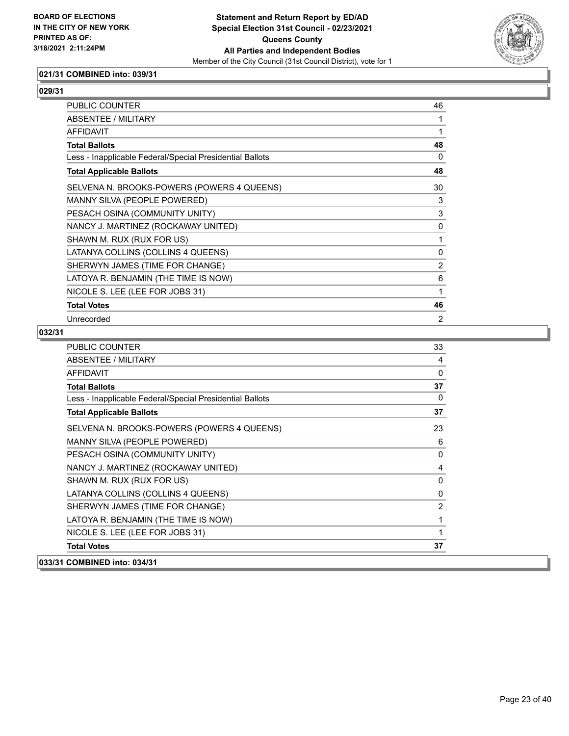**Statement and Return Report by ED/AD**
**Special Election 31st Council - 02/23/2021**
**Queens County**
**All Parties and Independent Bodies**
Member of the City Council (31st Council District), vote for 1

BOARD OF ELECTIONS
IN THE CITY OF NEW YORK
PRINTED AS OF:
3/18/2021 2:11:24PM

### 021/31 COMBINED into: 039/31

### 029/31

| | |
|---|---|
| PUBLIC COUNTER | 46 |
| ABSENTEE / MILITARY | 1 |
| AFFIDAVIT | 1 |
| **Total Ballots** | **48** |
| Less - Inapplicable Federal/Special Presidential Ballots | 0 |
| **Total Applicable Ballots** | **48** |
| SELVENA N. BROOKS-POWERS (POWERS 4 QUEENS) | 30 |
| MANNY SILVA (PEOPLE POWERED) | 3 |
| PESACH OSINA (COMMUNITY UNITY) | 3 |
| NANCY J. MARTINEZ (ROCKAWAY UNITED) | 0 |
| SHAWN M. RUX (RUX FOR US) | 1 |
| LATANYA COLLINS (COLLINS 4 QUEENS) | 0 |
| SHERWYN JAMES (TIME FOR CHANGE) | 2 |
| LATOYA R. BENJAMIN (THE TIME IS NOW) | 6 |
| NICOLE S. LEE (LEE FOR JOBS 31) | 1 |
| **Total Votes** | **46** |
| Unrecorded | 2 |

### 032/31

| | |
|---|---|
| PUBLIC COUNTER | 33 |
| ABSENTEE / MILITARY | 4 |
| AFFIDAVIT | 0 |
| **Total Ballots** | **37** |
| Less - Inapplicable Federal/Special Presidential Ballots | 0 |
| **Total Applicable Ballots** | **37** |
| SELVENA N. BROOKS-POWERS (POWERS 4 QUEENS) | 23 |
| MANNY SILVA (PEOPLE POWERED) | 6 |
| PESACH OSINA (COMMUNITY UNITY) | 0 |
| NANCY J. MARTINEZ (ROCKAWAY UNITED) | 4 |
| SHAWN M. RUX (RUX FOR US) | 0 |
| LATANYA COLLINS (COLLINS 4 QUEENS) | 0 |
| SHERWYN JAMES (TIME FOR CHANGE) | 2 |
| LATOYA R. BENJAMIN (THE TIME IS NOW) | 1 |
| NICOLE S. LEE (LEE FOR JOBS 31) | 1 |
| **Total Votes** | **37** |

### 033/31 COMBINED into: 034/31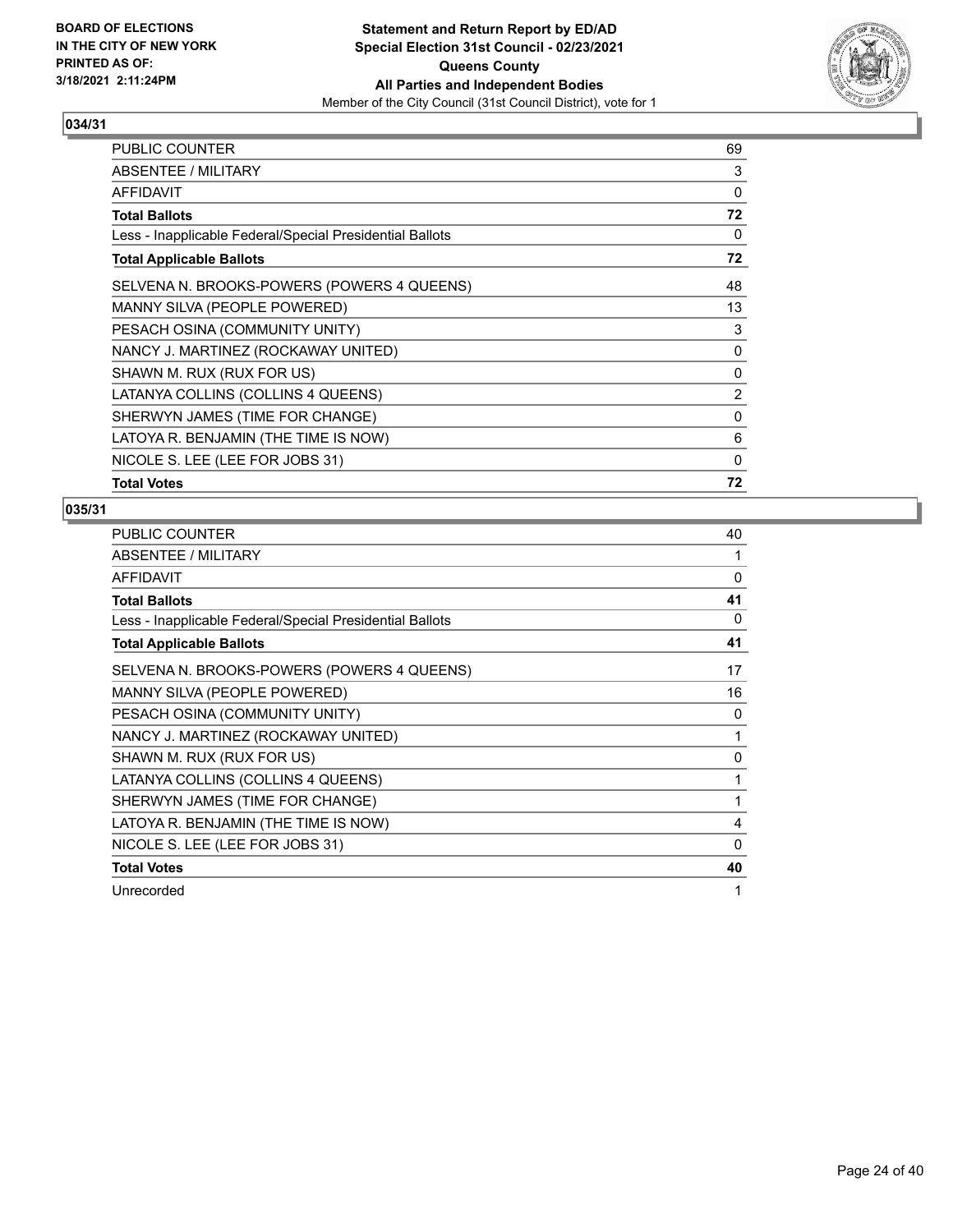**BOARD OF ELECTIONS IN THE CITY OF NEW YORK PRINTED AS OF: 3/18/2021 2:11:24PM**

**Statement and Return Report by ED/AD**
**Special Election 31st Council - 02/23/2021**
**Queens County**
**All Parties and Independent Bodies**
Member of the City Council (31st Council District), vote for 1

## 034/31

| | |
|---|---|
| PUBLIC COUNTER | 69 |
| ABSENTEE / MILITARY | 3 |
| AFFIDAVIT | 0 |
| **Total Ballots** | **72** |
| Less - Inapplicable Federal/Special Presidential Ballots | 0 |
| **Total Applicable Ballots** | **72** |
| SELVENA N. BROOKS-POWERS (POWERS 4 QUEENS) | 48 |
| MANNY SILVA (PEOPLE POWERED) | 13 |
| PESACH OSINA (COMMUNITY UNITY) | 3 |
| NANCY J. MARTINEZ (ROCKAWAY UNITED) | 0 |
| SHAWN M. RUX (RUX FOR US) | 0 |
| LATANYA COLLINS (COLLINS 4 QUEENS) | 2 |
| SHERWYN JAMES (TIME FOR CHANGE) | 0 |
| LATOYA R. BENJAMIN (THE TIME IS NOW) | 6 |
| NICOLE S. LEE (LEE FOR JOBS 31) | 0 |
| **Total Votes** | **72** |

## 035/31

| | |
|---|---|
| PUBLIC COUNTER | 40 |
| ABSENTEE / MILITARY | 1 |
| AFFIDAVIT | 0 |
| **Total Ballots** | **41** |
| Less - Inapplicable Federal/Special Presidential Ballots | 0 |
| **Total Applicable Ballots** | **41** |
| SELVENA N. BROOKS-POWERS (POWERS 4 QUEENS) | 17 |
| MANNY SILVA (PEOPLE POWERED) | 16 |
| PESACH OSINA (COMMUNITY UNITY) | 0 |
| NANCY J. MARTINEZ (ROCKAWAY UNITED) | 1 |
| SHAWN M. RUX (RUX FOR US) | 0 |
| LATANYA COLLINS (COLLINS 4 QUEENS) | 1 |
| SHERWYN JAMES (TIME FOR CHANGE) | 1 |
| LATOYA R. BENJAMIN (THE TIME IS NOW) | 4 |
| NICOLE S. LEE (LEE FOR JOBS 31) | 0 |
| **Total Votes** | **40** |
| Unrecorded | 1 |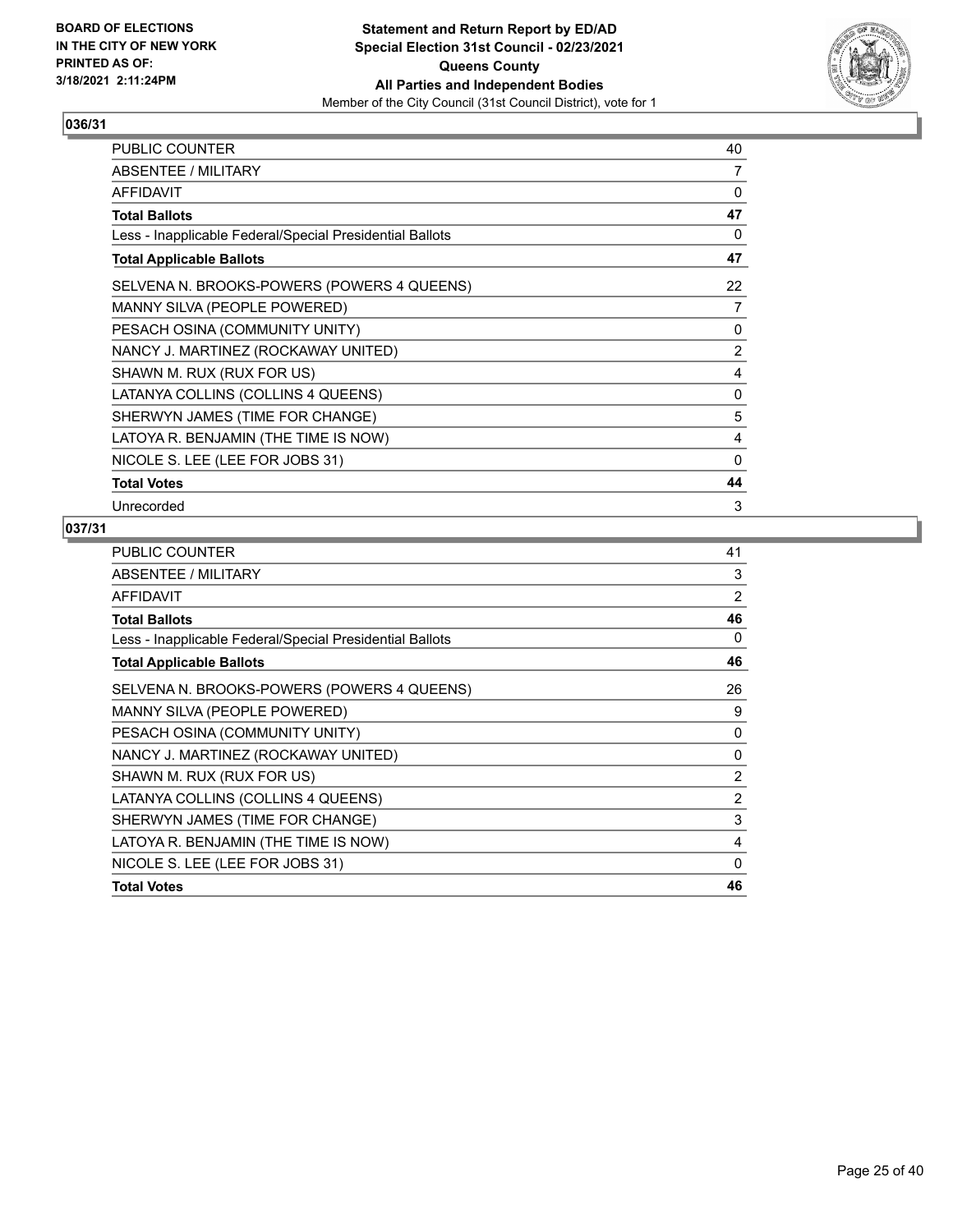**BOARD OF ELECTIONS IN THE CITY OF NEW YORK PRINTED AS OF: 3/18/2021 2:11:24PM**

**Statement and Return Report by ED/AD**
**Special Election 31st Council - 02/23/2021**
**Queens County**
**All Parties and Independent Bodies**
Member of the City Council (31st Council District), vote for 1

## 036/31

| | |
|---|---|
| PUBLIC COUNTER | 40 |
| ABSENTEE / MILITARY | 7 |
| AFFIDAVIT | 0 |
| **Total Ballots** | **47** |
| Less - Inapplicable Federal/Special Presidential Ballots | 0 |
| **Total Applicable Ballots** | **47** |
| SELVENA N. BROOKS-POWERS (POWERS 4 QUEENS) | 22 |
| MANNY SILVA (PEOPLE POWERED) | 7 |
| PESACH OSINA (COMMUNITY UNITY) | 0 |
| NANCY J. MARTINEZ (ROCKAWAY UNITED) | 2 |
| SHAWN M. RUX (RUX FOR US) | 4 |
| LATANYA COLLINS (COLLINS 4 QUEENS) | 0 |
| SHERWYN JAMES (TIME FOR CHANGE) | 5 |
| LATOYA R. BENJAMIN (THE TIME IS NOW) | 4 |
| NICOLE S. LEE (LEE FOR JOBS 31) | 0 |
| **Total Votes** | **44** |
| Unrecorded | 3 |

## 037/31

| | |
|---|---|
| PUBLIC COUNTER | 41 |
| ABSENTEE / MILITARY | 3 |
| AFFIDAVIT | 2 |
| **Total Ballots** | **46** |
| Less - Inapplicable Federal/Special Presidential Ballots | 0 |
| **Total Applicable Ballots** | **46** |
| SELVENA N. BROOKS-POWERS (POWERS 4 QUEENS) | 26 |
| MANNY SILVA (PEOPLE POWERED) | 9 |
| PESACH OSINA (COMMUNITY UNITY) | 0 |
| NANCY J. MARTINEZ (ROCKAWAY UNITED) | 0 |
| SHAWN M. RUX (RUX FOR US) | 2 |
| LATANYA COLLINS (COLLINS 4 QUEENS) | 2 |
| SHERWYN JAMES (TIME FOR CHANGE) | 3 |
| LATOYA R. BENJAMIN (THE TIME IS NOW) | 4 |
| NICOLE S. LEE (LEE FOR JOBS 31) | 0 |
| **Total Votes** | **46** |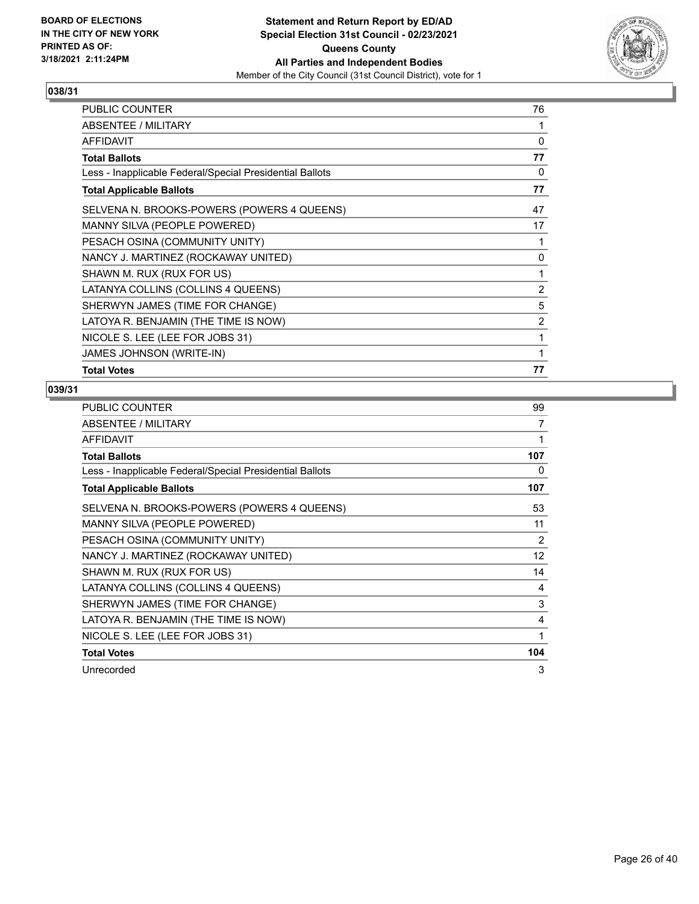BOARD OF ELECTIONS
IN THE CITY OF NEW YORK
PRINTED AS OF:
3/18/2021 2:11:24PM

**Statement and Return Report by ED/AD**
**Special Election 31st Council - 02/23/2021**
**Queens County**
**All Parties and Independent Bodies**
Member of the City Council (31st Council District), vote for 1

## 038/31

| | |
|---|---|
| PUBLIC COUNTER | 76 |
| ABSENTEE / MILITARY | 1 |
| AFFIDAVIT | 0 |
| **Total Ballots** | **77** |
| Less - Inapplicable Federal/Special Presidential Ballots | 0 |
| **Total Applicable Ballots** | **77** |
| SELVENA N. BROOKS-POWERS (POWERS 4 QUEENS) | 47 |
| MANNY SILVA (PEOPLE POWERED) | 17 |
| PESACH OSINA (COMMUNITY UNITY) | 1 |
| NANCY J. MARTINEZ (ROCKAWAY UNITED) | 0 |
| SHAWN M. RUX (RUX FOR US) | 1 |
| LATANYA COLLINS (COLLINS 4 QUEENS) | 2 |
| SHERWYN JAMES (TIME FOR CHANGE) | 5 |
| LATOYA R. BENJAMIN (THE TIME IS NOW) | 2 |
| NICOLE S. LEE (LEE FOR JOBS 31) | 1 |
| JAMES JOHNSON (WRITE-IN) | 1 |
| **Total Votes** | **77** |

## 039/31

| | |
|---|---|
| PUBLIC COUNTER | 99 |
| ABSENTEE / MILITARY | 7 |
| AFFIDAVIT | 1 |
| **Total Ballots** | **107** |
| Less - Inapplicable Federal/Special Presidential Ballots | 0 |
| **Total Applicable Ballots** | **107** |
| SELVENA N. BROOKS-POWERS (POWERS 4 QUEENS) | 53 |
| MANNY SILVA (PEOPLE POWERED) | 11 |
| PESACH OSINA (COMMUNITY UNITY) | 2 |
| NANCY J. MARTINEZ (ROCKAWAY UNITED) | 12 |
| SHAWN M. RUX (RUX FOR US) | 14 |
| LATANYA COLLINS (COLLINS 4 QUEENS) | 4 |
| SHERWYN JAMES (TIME FOR CHANGE) | 3 |
| LATOYA R. BENJAMIN (THE TIME IS NOW) | 4 |
| NICOLE S. LEE (LEE FOR JOBS 31) | 1 |
| **Total Votes** | **104** |
| Unrecorded | 3 |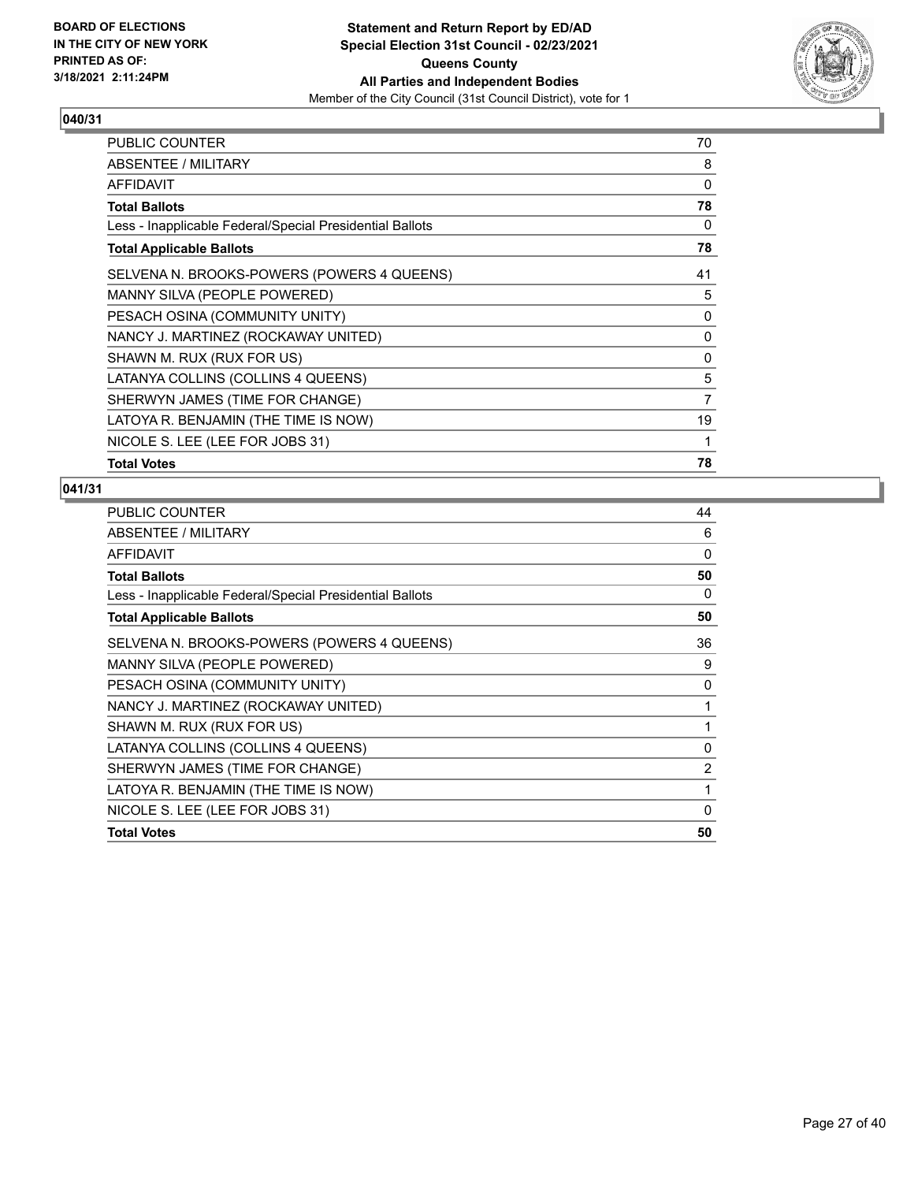**BOARD OF ELECTIONS IN THE CITY OF NEW YORK PRINTED AS OF: 3/18/2021 2:11:24PM**

**Statement and Return Report by ED/AD**
**Special Election 31st Council - 02/23/2021**
**Queens County**
**All Parties and Independent Bodies**
Member of the City Council (31st Council District), vote for 1

## 040/31

| | |
|---|---|
| PUBLIC COUNTER | 70 |
| ABSENTEE / MILITARY | 8 |
| AFFIDAVIT | 0 |
| **Total Ballots** | **78** |
| Less - Inapplicable Federal/Special Presidential Ballots | 0 |
| **Total Applicable Ballots** | **78** |
| SELVENA N. BROOKS-POWERS (POWERS 4 QUEENS) | 41 |
| MANNY SILVA (PEOPLE POWERED) | 5 |
| PESACH OSINA (COMMUNITY UNITY) | 0 |
| NANCY J. MARTINEZ (ROCKAWAY UNITED) | 0 |
| SHAWN M. RUX (RUX FOR US) | 0 |
| LATANYA COLLINS (COLLINS 4 QUEENS) | 5 |
| SHERWYN JAMES (TIME FOR CHANGE) | 7 |
| LATOYA R. BENJAMIN (THE TIME IS NOW) | 19 |
| NICOLE S. LEE (LEE FOR JOBS 31) | 1 |
| **Total Votes** | **78** |

## 041/31

| | |
|---|---|
| PUBLIC COUNTER | 44 |
| ABSENTEE / MILITARY | 6 |
| AFFIDAVIT | 0 |
| **Total Ballots** | **50** |
| Less - Inapplicable Federal/Special Presidential Ballots | 0 |
| **Total Applicable Ballots** | **50** |
| SELVENA N. BROOKS-POWERS (POWERS 4 QUEENS) | 36 |
| MANNY SILVA (PEOPLE POWERED) | 9 |
| PESACH OSINA (COMMUNITY UNITY) | 0 |
| NANCY J. MARTINEZ (ROCKAWAY UNITED) | 1 |
| SHAWN M. RUX (RUX FOR US) | 1 |
| LATANYA COLLINS (COLLINS 4 QUEENS) | 0 |
| SHERWYN JAMES (TIME FOR CHANGE) | 2 |
| LATOYA R. BENJAMIN (THE TIME IS NOW) | 1 |
| NICOLE S. LEE (LEE FOR JOBS 31) | 0 |
| **Total Votes** | **50** |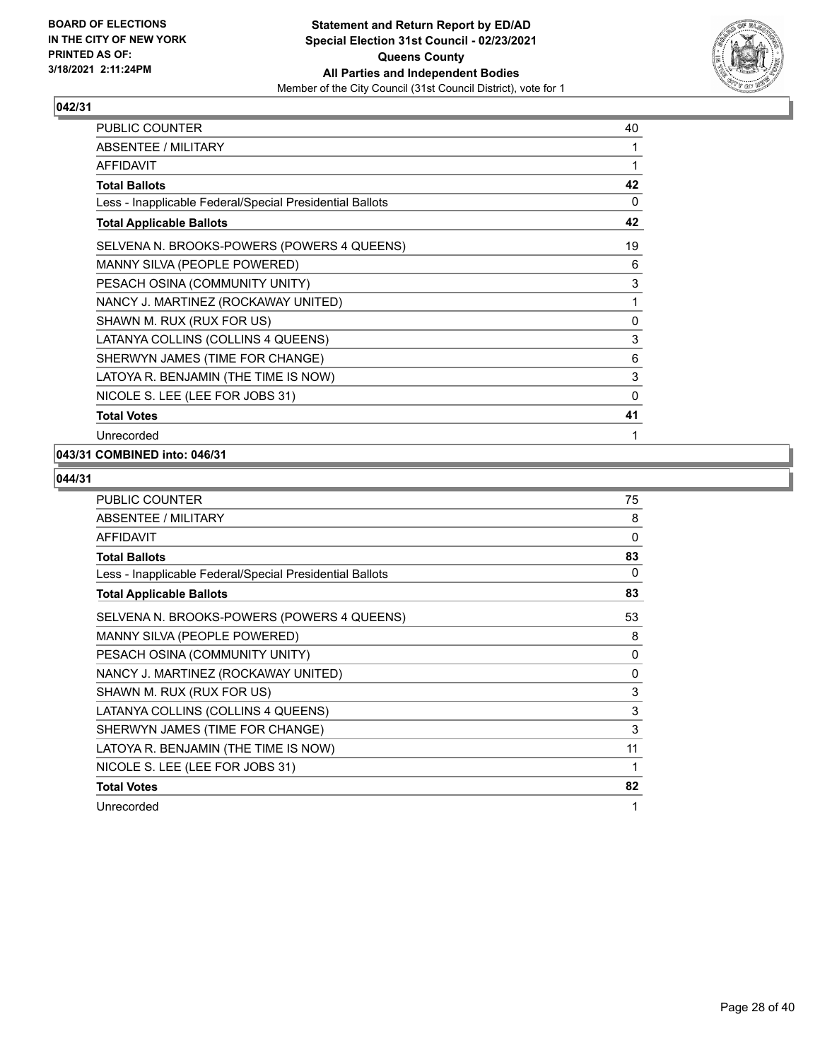**BOARD OF ELECTIONS IN THE CITY OF NEW YORK PRINTED AS OF: 3/18/2021 2:11:24PM**

**Statement and Return Report by ED/AD Special Election 31st Council - 02/23/2021 Queens County All Parties and Independent Bodies**

Member of the City Council (31st Council District), vote for 1

## 042/31

| | |
|---|---|
| PUBLIC COUNTER | 40 |
| ABSENTEE / MILITARY | 1 |
| AFFIDAVIT | 1 |
| **Total Ballots** | **42** |
| Less - Inapplicable Federal/Special Presidential Ballots | 0 |
| **Total Applicable Ballots** | **42** |
| SELVENA N. BROOKS-POWERS (POWERS 4 QUEENS) | 19 |
| MANNY SILVA (PEOPLE POWERED) | 6 |
| PESACH OSINA (COMMUNITY UNITY) | 3 |
| NANCY J. MARTINEZ (ROCKAWAY UNITED) | 1 |
| SHAWN M. RUX (RUX FOR US) | 0 |
| LATANYA COLLINS (COLLINS 4 QUEENS) | 3 |
| SHERWYN JAMES (TIME FOR CHANGE) | 6 |
| LATOYA R. BENJAMIN (THE TIME IS NOW) | 3 |
| NICOLE S. LEE (LEE FOR JOBS 31) | 0 |
| **Total Votes** | **41** |
| Unrecorded | 1 |

## 043/31 COMBINED into: 046/31

## 044/31

| | |
|---|---|
| PUBLIC COUNTER | 75 |
| ABSENTEE / MILITARY | 8 |
| AFFIDAVIT | 0 |
| **Total Ballots** | **83** |
| Less - Inapplicable Federal/Special Presidential Ballots | 0 |
| **Total Applicable Ballots** | **83** |
| SELVENA N. BROOKS-POWERS (POWERS 4 QUEENS) | 53 |
| MANNY SILVA (PEOPLE POWERED) | 8 |
| PESACH OSINA (COMMUNITY UNITY) | 0 |
| NANCY J. MARTINEZ (ROCKAWAY UNITED) | 0 |
| SHAWN M. RUX (RUX FOR US) | 3 |
| LATANYA COLLINS (COLLINS 4 QUEENS) | 3 |
| SHERWYN JAMES (TIME FOR CHANGE) | 3 |
| LATOYA R. BENJAMIN (THE TIME IS NOW) | 11 |
| NICOLE S. LEE (LEE FOR JOBS 31) | 1 |
| **Total Votes** | **82** |
| Unrecorded | 1 |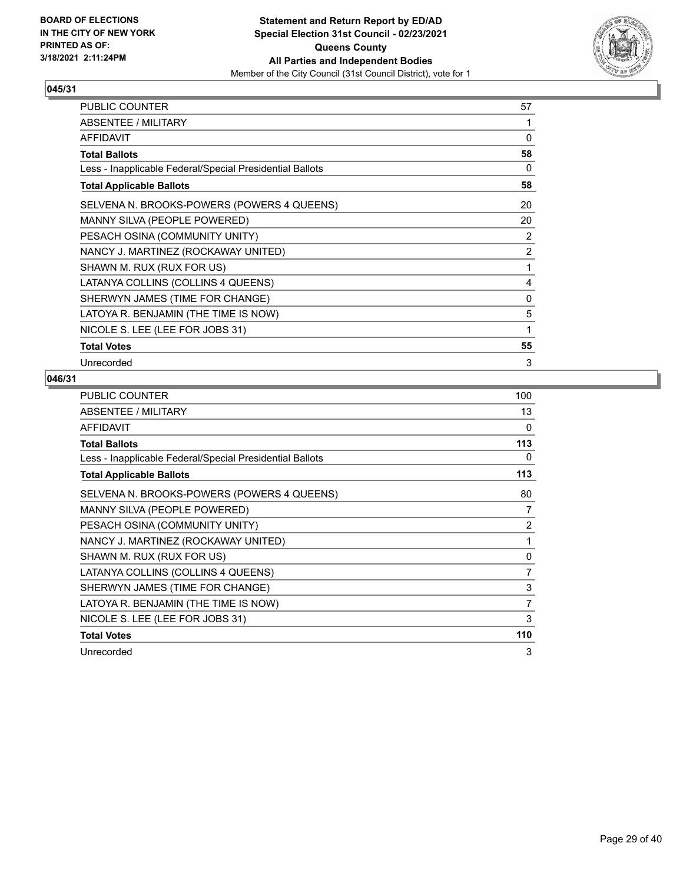**BOARD OF ELECTIONS IN THE CITY OF NEW YORK PRINTED AS OF: 3/18/2021 2:11:24PM**

**Statement and Return Report by ED/AD**
**Special Election 31st Council - 02/23/2021**
**Queens County**
**All Parties and Independent Bodies**
Member of the City Council (31st Council District), vote for 1

### 045/31

| | |
|---|---|
| PUBLIC COUNTER | 57 |
| ABSENTEE / MILITARY | 1 |
| AFFIDAVIT | 0 |
| **Total Ballots** | **58** |
| Less - Inapplicable Federal/Special Presidential Ballots | 0 |
| **Total Applicable Ballots** | **58** |
| SELVENA N. BROOKS-POWERS (POWERS 4 QUEENS) | 20 |
| MANNY SILVA (PEOPLE POWERED) | 20 |
| PESACH OSINA (COMMUNITY UNITY) | 2 |
| NANCY J. MARTINEZ (ROCKAWAY UNITED) | 2 |
| SHAWN M. RUX (RUX FOR US) | 1 |
| LATANYA COLLINS (COLLINS 4 QUEENS) | 4 |
| SHERWYN JAMES (TIME FOR CHANGE) | 0 |
| LATOYA R. BENJAMIN (THE TIME IS NOW) | 5 |
| NICOLE S. LEE (LEE FOR JOBS 31) | 1 |
| **Total Votes** | **55** |
| Unrecorded | 3 |

### 046/31

| | |
|---|---|
| PUBLIC COUNTER | 100 |
| ABSENTEE / MILITARY | 13 |
| AFFIDAVIT | 0 |
| **Total Ballots** | **113** |
| Less - Inapplicable Federal/Special Presidential Ballots | 0 |
| **Total Applicable Ballots** | **113** |
| SELVENA N. BROOKS-POWERS (POWERS 4 QUEENS) | 80 |
| MANNY SILVA (PEOPLE POWERED) | 7 |
| PESACH OSINA (COMMUNITY UNITY) | 2 |
| NANCY J. MARTINEZ (ROCKAWAY UNITED) | 1 |
| SHAWN M. RUX (RUX FOR US) | 0 |
| LATANYA COLLINS (COLLINS 4 QUEENS) | 7 |
| SHERWYN JAMES (TIME FOR CHANGE) | 3 |
| LATOYA R. BENJAMIN (THE TIME IS NOW) | 7 |
| NICOLE S. LEE (LEE FOR JOBS 31) | 3 |
| **Total Votes** | **110** |
| Unrecorded | 3 |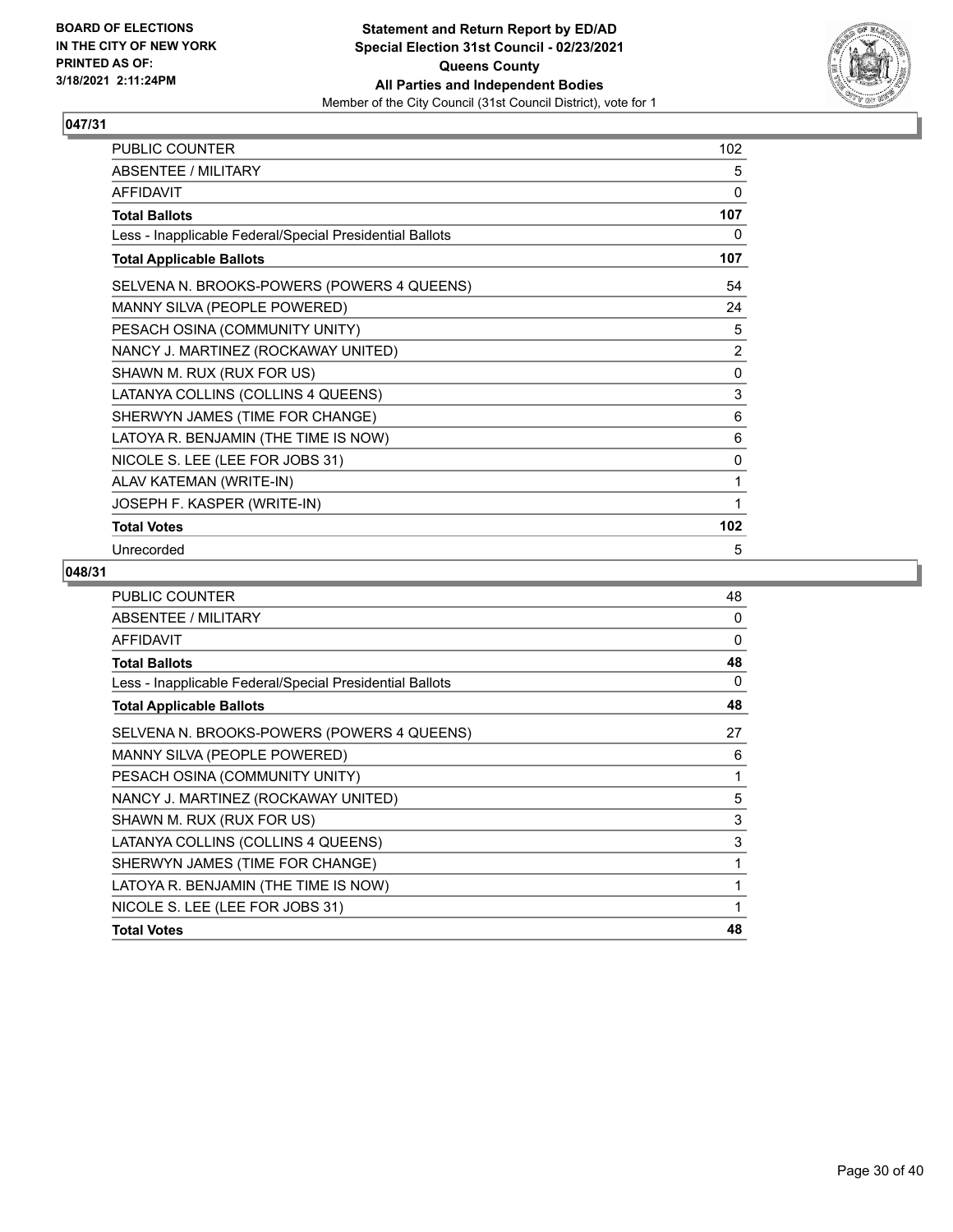BOARD OF ELECTIONS
IN THE CITY OF NEW YORK
PRINTED AS OF:
3/18/2021 2:11:24PM

**Statement and Return Report by ED/AD**
**Special Election 31st Council - 02/23/2021**
**Queens County**
**All Parties and Independent Bodies**
Member of the City Council (31st Council District), vote for 1

## 047/31

| | |
|---|---|
| PUBLIC COUNTER | 102 |
| ABSENTEE / MILITARY | 5 |
| AFFIDAVIT | 0 |
| **Total Ballots** | **107** |
| Less - Inapplicable Federal/Special Presidential Ballots | 0 |
| **Total Applicable Ballots** | **107** |
| SELVENA N. BROOKS-POWERS (POWERS 4 QUEENS) | 54 |
| MANNY SILVA (PEOPLE POWERED) | 24 |
| PESACH OSINA (COMMUNITY UNITY) | 5 |
| NANCY J. MARTINEZ (ROCKAWAY UNITED) | 2 |
| SHAWN M. RUX (RUX FOR US) | 0 |
| LATANYA COLLINS (COLLINS 4 QUEENS) | 3 |
| SHERWYN JAMES (TIME FOR CHANGE) | 6 |
| LATOYA R. BENJAMIN (THE TIME IS NOW) | 6 |
| NICOLE S. LEE (LEE FOR JOBS 31) | 0 |
| ALAV KATEMAN (WRITE-IN) | 1 |
| JOSEPH F. KASPER (WRITE-IN) | 1 |
| **Total Votes** | **102** |
| Unrecorded | 5 |

## 048/31

| | |
|---|---|
| PUBLIC COUNTER | 48 |
| ABSENTEE / MILITARY | 0 |
| AFFIDAVIT | 0 |
| **Total Ballots** | **48** |
| Less - Inapplicable Federal/Special Presidential Ballots | 0 |
| **Total Applicable Ballots** | **48** |
| SELVENA N. BROOKS-POWERS (POWERS 4 QUEENS) | 27 |
| MANNY SILVA (PEOPLE POWERED) | 6 |
| PESACH OSINA (COMMUNITY UNITY) | 1 |
| NANCY J. MARTINEZ (ROCKAWAY UNITED) | 5 |
| SHAWN M. RUX (RUX FOR US) | 3 |
| LATANYA COLLINS (COLLINS 4 QUEENS) | 3 |
| SHERWYN JAMES (TIME FOR CHANGE) | 1 |
| LATOYA R. BENJAMIN (THE TIME IS NOW) | 1 |
| NICOLE S. LEE (LEE FOR JOBS 31) | 1 |
| **Total Votes** | **48** |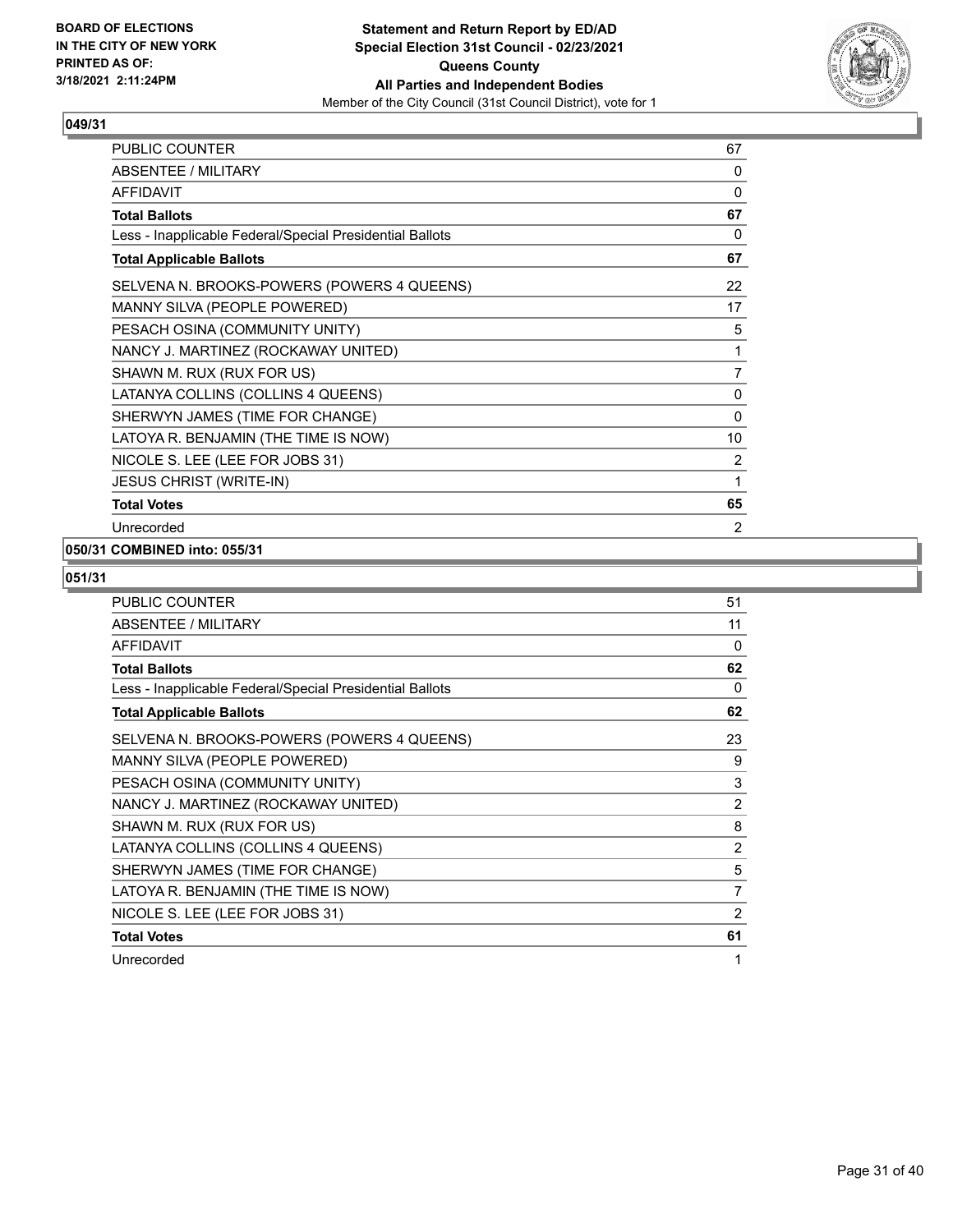**BOARD OF ELECTIONS IN THE CITY OF NEW YORK PRINTED AS OF: 3/18/2021 2:11:24PM**

**Statement and Return Report by ED/AD Special Election 31st Council - 02/23/2021 Queens County All Parties and Independent Bodies**

Member of the City Council (31st Council District), vote for 1

### 049/31

| | |
|---|---|
| PUBLIC COUNTER | 67 |
| ABSENTEE / MILITARY | 0 |
| AFFIDAVIT | 0 |
| **Total Ballots** | **67** |
| Less - Inapplicable Federal/Special Presidential Ballots | 0 |
| **Total Applicable Ballots** | **67** |
| SELVENA N. BROOKS-POWERS (POWERS 4 QUEENS) | 22 |
| MANNY SILVA (PEOPLE POWERED) | 17 |
| PESACH OSINA (COMMUNITY UNITY) | 5 |
| NANCY J. MARTINEZ (ROCKAWAY UNITED) | 1 |
| SHAWN M. RUX (RUX FOR US) | 7 |
| LATANYA COLLINS (COLLINS 4 QUEENS) | 0 |
| SHERWYN JAMES (TIME FOR CHANGE) | 0 |
| LATOYA R. BENJAMIN (THE TIME IS NOW) | 10 |
| NICOLE S. LEE (LEE FOR JOBS 31) | 2 |
| JESUS CHRIST (WRITE-IN) | 1 |
| **Total Votes** | **65** |
| Unrecorded | 2 |

### 050/31 COMBINED into: 055/31

### 051/31

| | |
|---|---|
| PUBLIC COUNTER | 51 |
| ABSENTEE / MILITARY | 11 |
| AFFIDAVIT | 0 |
| **Total Ballots** | **62** |
| Less - Inapplicable Federal/Special Presidential Ballots | 0 |
| **Total Applicable Ballots** | **62** |
| SELVENA N. BROOKS-POWERS (POWERS 4 QUEENS) | 23 |
| MANNY SILVA (PEOPLE POWERED) | 9 |
| PESACH OSINA (COMMUNITY UNITY) | 3 |
| NANCY J. MARTINEZ (ROCKAWAY UNITED) | 2 |
| SHAWN M. RUX (RUX FOR US) | 8 |
| LATANYA COLLINS (COLLINS 4 QUEENS) | 2 |
| SHERWYN JAMES (TIME FOR CHANGE) | 5 |
| LATOYA R. BENJAMIN (THE TIME IS NOW) | 7 |
| NICOLE S. LEE (LEE FOR JOBS 31) | 2 |
| **Total Votes** | **61** |
| Unrecorded | 1 |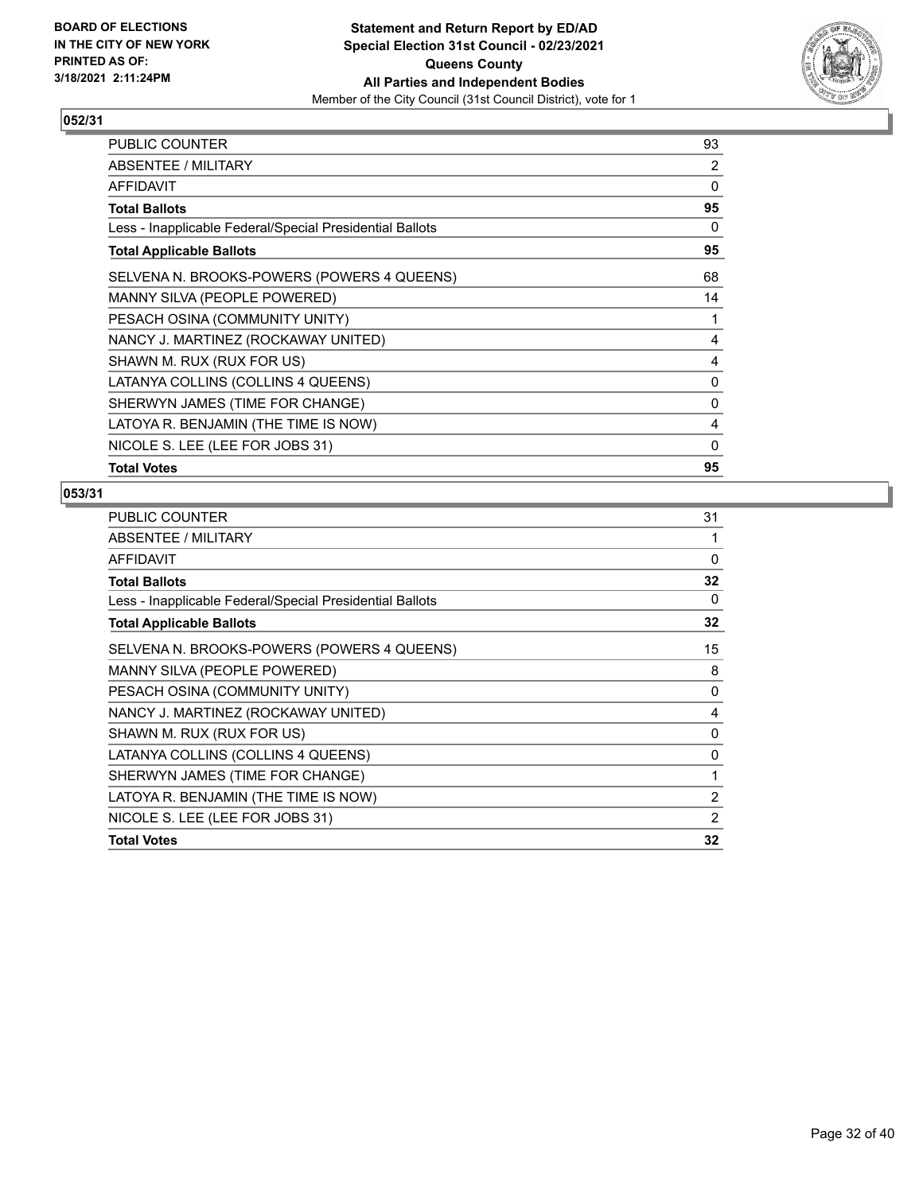**BOARD OF ELECTIONS IN THE CITY OF NEW YORK PRINTED AS OF: 3/18/2021 2:11:24PM**

**Statement and Return Report by ED/AD**
**Special Election 31st Council - 02/23/2021**
**Queens County**
**All Parties and Independent Bodies**
Member of the City Council (31st Council District), vote for 1

## 052/31

| | |
|---|---|
| PUBLIC COUNTER | 93 |
| ABSENTEE / MILITARY | 2 |
| AFFIDAVIT | 0 |
| **Total Ballots** | **95** |
| Less - Inapplicable Federal/Special Presidential Ballots | 0 |
| **Total Applicable Ballots** | **95** |
| SELVENA N. BROOKS-POWERS (POWERS 4 QUEENS) | 68 |
| MANNY SILVA (PEOPLE POWERED) | 14 |
| PESACH OSINA (COMMUNITY UNITY) | 1 |
| NANCY J. MARTINEZ (ROCKAWAY UNITED) | 4 |
| SHAWN M. RUX (RUX FOR US) | 4 |
| LATANYA COLLINS (COLLINS 4 QUEENS) | 0 |
| SHERWYN JAMES (TIME FOR CHANGE) | 0 |
| LATOYA R. BENJAMIN (THE TIME IS NOW) | 4 |
| NICOLE S. LEE (LEE FOR JOBS 31) | 0 |
| **Total Votes** | **95** |

## 053/31

| | |
|---|---|
| PUBLIC COUNTER | 31 |
| ABSENTEE / MILITARY | 1 |
| AFFIDAVIT | 0 |
| **Total Ballots** | **32** |
| Less - Inapplicable Federal/Special Presidential Ballots | 0 |
| **Total Applicable Ballots** | **32** |
| SELVENA N. BROOKS-POWERS (POWERS 4 QUEENS) | 15 |
| MANNY SILVA (PEOPLE POWERED) | 8 |
| PESACH OSINA (COMMUNITY UNITY) | 0 |
| NANCY J. MARTINEZ (ROCKAWAY UNITED) | 4 |
| SHAWN M. RUX (RUX FOR US) | 0 |
| LATANYA COLLINS (COLLINS 4 QUEENS) | 0 |
| SHERWYN JAMES (TIME FOR CHANGE) | 1 |
| LATOYA R. BENJAMIN (THE TIME IS NOW) | 2 |
| NICOLE S. LEE (LEE FOR JOBS 31) | 2 |
| **Total Votes** | **32** |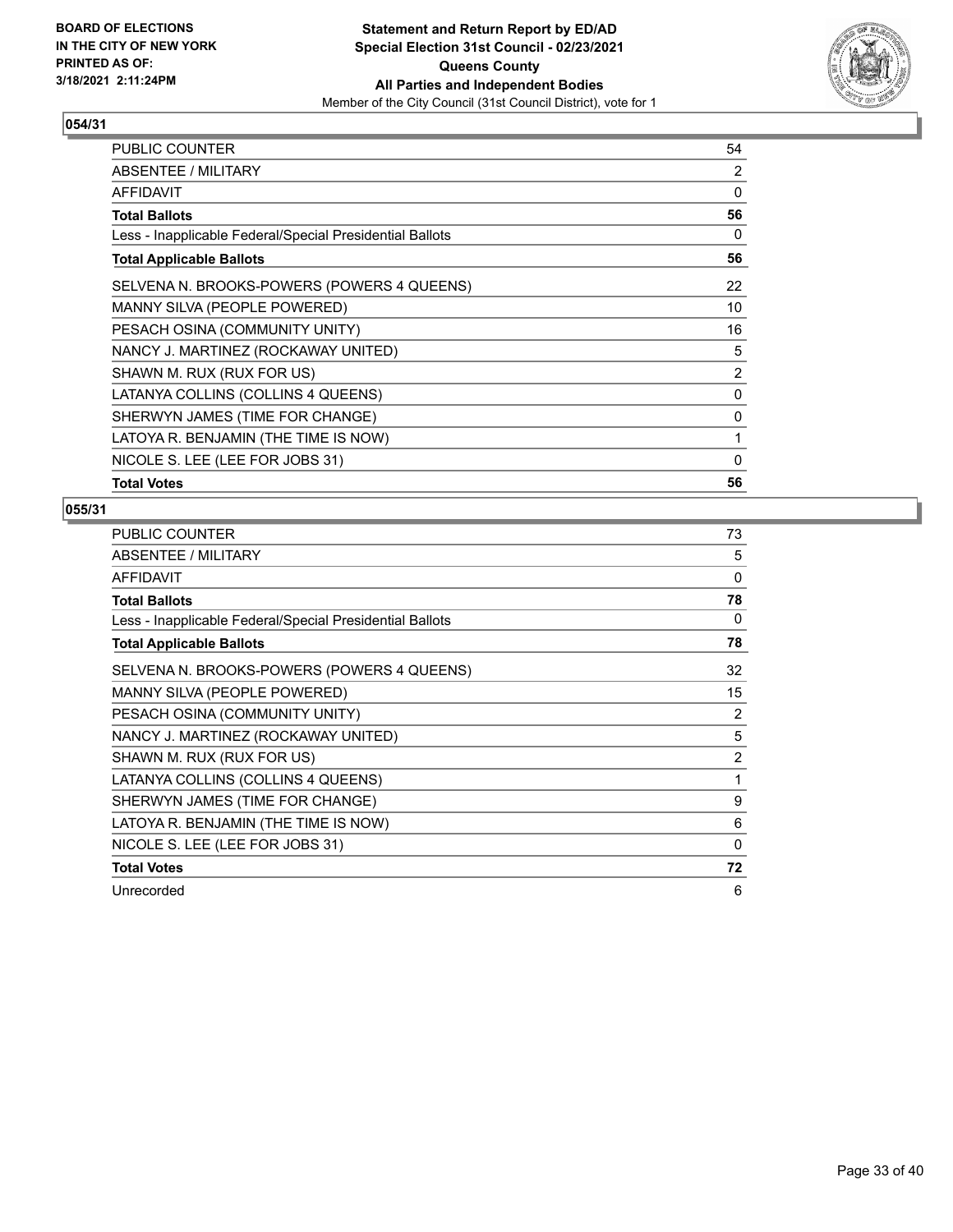**BOARD OF ELECTIONS IN THE CITY OF NEW YORK PRINTED AS OF: 3/18/2021 2:11:24PM**

**Statement and Return Report by ED/AD Special Election 31st Council - 02/23/2021 Queens County All Parties and Independent Bodies**

Member of the City Council (31st Council District), vote for 1

## 054/31

| | |
|---|---|
| PUBLIC COUNTER | 54 |
| ABSENTEE / MILITARY | 2 |
| AFFIDAVIT | 0 |
| **Total Ballots** | **56** |
| Less - Inapplicable Federal/Special Presidential Ballots | 0 |
| **Total Applicable Ballots** | **56** |
| SELVENA N. BROOKS-POWERS (POWERS 4 QUEENS) | 22 |
| MANNY SILVA (PEOPLE POWERED) | 10 |
| PESACH OSINA (COMMUNITY UNITY) | 16 |
| NANCY J. MARTINEZ (ROCKAWAY UNITED) | 5 |
| SHAWN M. RUX (RUX FOR US) | 2 |
| LATANYA COLLINS (COLLINS 4 QUEENS) | 0 |
| SHERWYN JAMES (TIME FOR CHANGE) | 0 |
| LATOYA R. BENJAMIN (THE TIME IS NOW) | 1 |
| NICOLE S. LEE (LEE FOR JOBS 31) | 0 |
| **Total Votes** | **56** |

## 055/31

| | |
|---|---|
| PUBLIC COUNTER | 73 |
| ABSENTEE / MILITARY | 5 |
| AFFIDAVIT | 0 |
| **Total Ballots** | **78** |
| Less - Inapplicable Federal/Special Presidential Ballots | 0 |
| **Total Applicable Ballots** | **78** |
| SELVENA N. BROOKS-POWERS (POWERS 4 QUEENS) | 32 |
| MANNY SILVA (PEOPLE POWERED) | 15 |
| PESACH OSINA (COMMUNITY UNITY) | 2 |
| NANCY J. MARTINEZ (ROCKAWAY UNITED) | 5 |
| SHAWN M. RUX (RUX FOR US) | 2 |
| LATANYA COLLINS (COLLINS 4 QUEENS) | 1 |
| SHERWYN JAMES (TIME FOR CHANGE) | 9 |
| LATOYA R. BENJAMIN (THE TIME IS NOW) | 6 |
| NICOLE S. LEE (LEE FOR JOBS 31) | 0 |
| **Total Votes** | **72** |
| Unrecorded | 6 |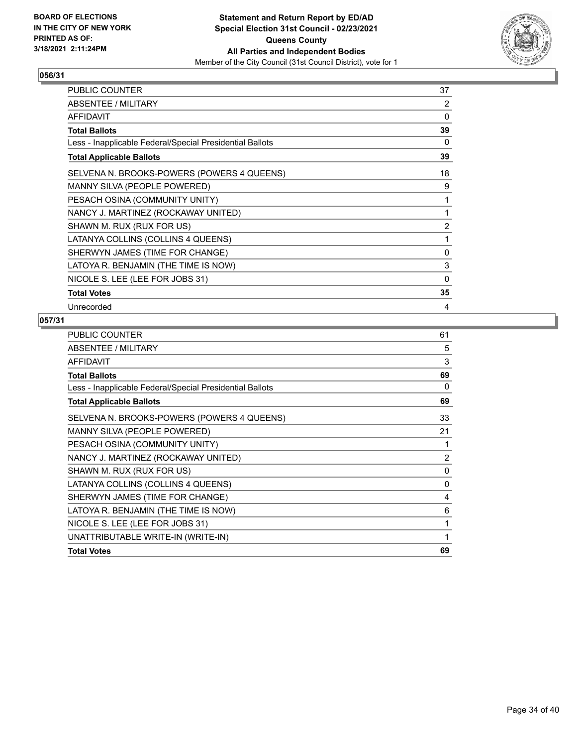**BOARD OF ELECTIONS IN THE CITY OF NEW YORK PRINTED AS OF: 3/18/2021 2:11:24PM**

**Statement and Return Report by ED/AD**
**Special Election 31st Council - 02/23/2021**
**Queens County**
**All Parties and Independent Bodies**
Member of the City Council (31st Council District), vote for 1

## 056/31

| | |
|---|---|
| PUBLIC COUNTER | 37 |
| ABSENTEE / MILITARY | 2 |
| AFFIDAVIT | 0 |
| **Total Ballots** | **39** |
| Less - Inapplicable Federal/Special Presidential Ballots | 0 |
| **Total Applicable Ballots** | **39** |
| SELVENA N. BROOKS-POWERS (POWERS 4 QUEENS) | 18 |
| MANNY SILVA (PEOPLE POWERED) | 9 |
| PESACH OSINA (COMMUNITY UNITY) | 1 |
| NANCY J. MARTINEZ (ROCKAWAY UNITED) | 1 |
| SHAWN M. RUX (RUX FOR US) | 2 |
| LATANYA COLLINS (COLLINS 4 QUEENS) | 1 |
| SHERWYN JAMES (TIME FOR CHANGE) | 0 |
| LATOYA R. BENJAMIN (THE TIME IS NOW) | 3 |
| NICOLE S. LEE (LEE FOR JOBS 31) | 0 |
| **Total Votes** | **35** |
| Unrecorded | 4 |

## 057/31

| | |
|---|---|
| PUBLIC COUNTER | 61 |
| ABSENTEE / MILITARY | 5 |
| AFFIDAVIT | 3 |
| **Total Ballots** | **69** |
| Less - Inapplicable Federal/Special Presidential Ballots | 0 |
| **Total Applicable Ballots** | **69** |
| SELVENA N. BROOKS-POWERS (POWERS 4 QUEENS) | 33 |
| MANNY SILVA (PEOPLE POWERED) | 21 |
| PESACH OSINA (COMMUNITY UNITY) | 1 |
| NANCY J. MARTINEZ (ROCKAWAY UNITED) | 2 |
| SHAWN M. RUX (RUX FOR US) | 0 |
| LATANYA COLLINS (COLLINS 4 QUEENS) | 0 |
| SHERWYN JAMES (TIME FOR CHANGE) | 4 |
| LATOYA R. BENJAMIN (THE TIME IS NOW) | 6 |
| NICOLE S. LEE (LEE FOR JOBS 31) | 1 |
| UNATTRIBUTABLE WRITE-IN (WRITE-IN) | 1 |
| **Total Votes** | **69** |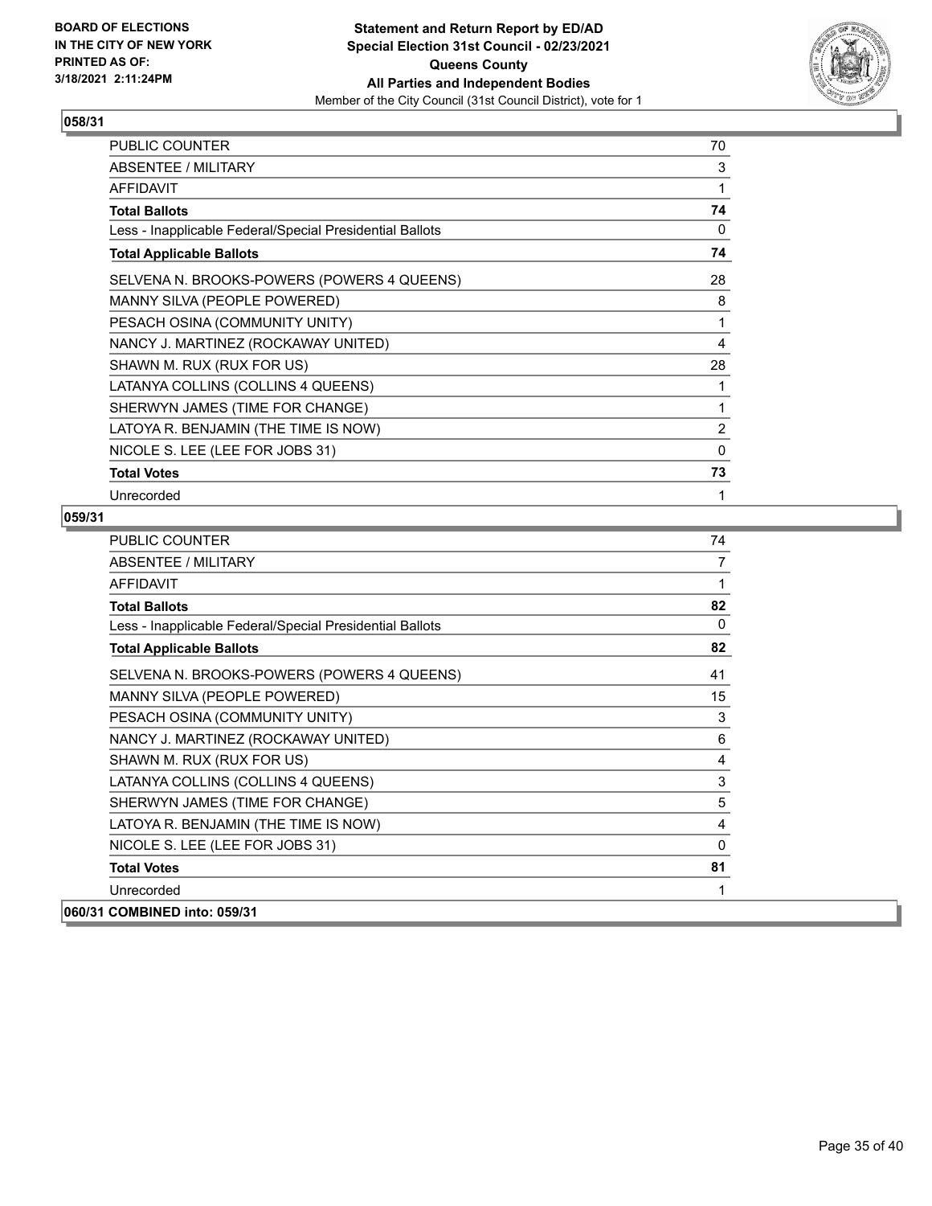## 058/31

| | |
|---|---|
| PUBLIC COUNTER | 70 |
| ABSENTEE / MILITARY | 3 |
| AFFIDAVIT | 1 |
| **Total Ballots** | **74** |
| Less - Inapplicable Federal/Special Presidential Ballots | 0 |
| **Total Applicable Ballots** | **74** |
| SELVENA N. BROOKS-POWERS (POWERS 4 QUEENS) | 28 |
| MANNY SILVA (PEOPLE POWERED) | 8 |
| PESACH OSINA (COMMUNITY UNITY) | 1 |
| NANCY J. MARTINEZ (ROCKAWAY UNITED) | 4 |
| SHAWN M. RUX (RUX FOR US) | 28 |
| LATANYA COLLINS (COLLINS 4 QUEENS) | 1 |
| SHERWYN JAMES (TIME FOR CHANGE) | 1 |
| LATOYA R. BENJAMIN (THE TIME IS NOW) | 2 |
| NICOLE S. LEE (LEE FOR JOBS 31) | 0 |
| **Total Votes** | **73** |
| Unrecorded | 1 |

## 059/31

| | |
|---|---|
| PUBLIC COUNTER | 74 |
| ABSENTEE / MILITARY | 7 |
| AFFIDAVIT | 1 |
| **Total Ballots** | **82** |
| Less - Inapplicable Federal/Special Presidential Ballots | 0 |
| **Total Applicable Ballots** | **82** |
| SELVENA N. BROOKS-POWERS (POWERS 4 QUEENS) | 41 |
| MANNY SILVA (PEOPLE POWERED) | 15 |
| PESACH OSINA (COMMUNITY UNITY) | 3 |
| NANCY J. MARTINEZ (ROCKAWAY UNITED) | 6 |
| SHAWN M. RUX (RUX FOR US) | 4 |
| LATANYA COLLINS (COLLINS 4 QUEENS) | 3 |
| SHERWYN JAMES (TIME FOR CHANGE) | 5 |
| LATOYA R. BENJAMIN (THE TIME IS NOW) | 4 |
| NICOLE S. LEE (LEE FOR JOBS 31) | 0 |
| **Total Votes** | **81** |
| Unrecorded | 1 |

## 060/31 COMBINED into: 059/31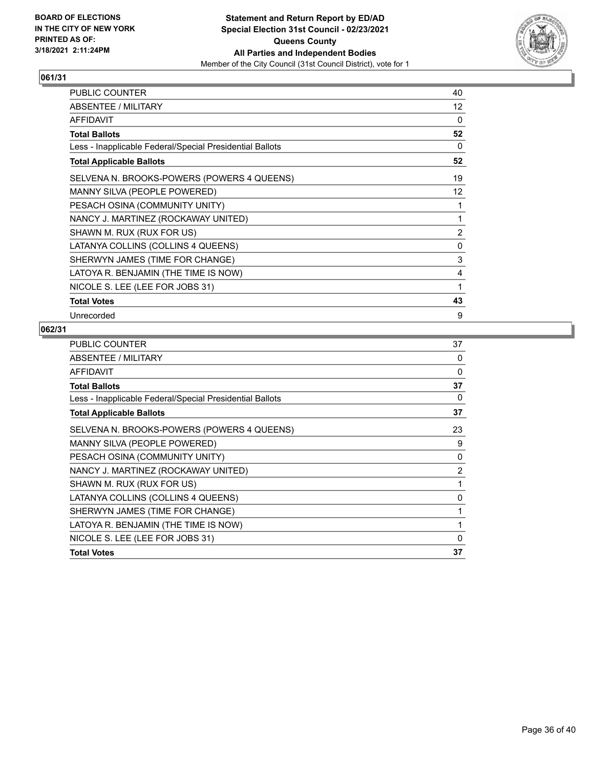**BOARD OF ELECTIONS IN THE CITY OF NEW YORK PRINTED AS OF: 3/18/2021 2:11:24PM**

**Statement and Return Report by ED/AD Special Election 31st Council - 02/23/2021 Queens County All Parties and Independent Bodies**

Member of the City Council (31st Council District), vote for 1

## 061/31

| | |
|---|---|
| PUBLIC COUNTER | 40 |
| ABSENTEE / MILITARY | 12 |
| AFFIDAVIT | 0 |
| **Total Ballots** | **52** |
| Less - Inapplicable Federal/Special Presidential Ballots | 0 |
| **Total Applicable Ballots** | **52** |
| SELVENA N. BROOKS-POWERS (POWERS 4 QUEENS) | 19 |
| MANNY SILVA (PEOPLE POWERED) | 12 |
| PESACH OSINA (COMMUNITY UNITY) | 1 |
| NANCY J. MARTINEZ (ROCKAWAY UNITED) | 1 |
| SHAWN M. RUX (RUX FOR US) | 2 |
| LATANYA COLLINS (COLLINS 4 QUEENS) | 0 |
| SHERWYN JAMES (TIME FOR CHANGE) | 3 |
| LATOYA R. BENJAMIN (THE TIME IS NOW) | 4 |
| NICOLE S. LEE (LEE FOR JOBS 31) | 1 |
| **Total Votes** | **43** |
| Unrecorded | 9 |

## 062/31

| | |
|---|---|
| PUBLIC COUNTER | 37 |
| ABSENTEE / MILITARY | 0 |
| AFFIDAVIT | 0 |
| **Total Ballots** | **37** |
| Less - Inapplicable Federal/Special Presidential Ballots | 0 |
| **Total Applicable Ballots** | **37** |
| SELVENA N. BROOKS-POWERS (POWERS 4 QUEENS) | 23 |
| MANNY SILVA (PEOPLE POWERED) | 9 |
| PESACH OSINA (COMMUNITY UNITY) | 0 |
| NANCY J. MARTINEZ (ROCKAWAY UNITED) | 2 |
| SHAWN M. RUX (RUX FOR US) | 1 |
| LATANYA COLLINS (COLLINS 4 QUEENS) | 0 |
| SHERWYN JAMES (TIME FOR CHANGE) | 1 |
| LATOYA R. BENJAMIN (THE TIME IS NOW) | 1 |
| NICOLE S. LEE (LEE FOR JOBS 31) | 0 |
| **Total Votes** | **37** |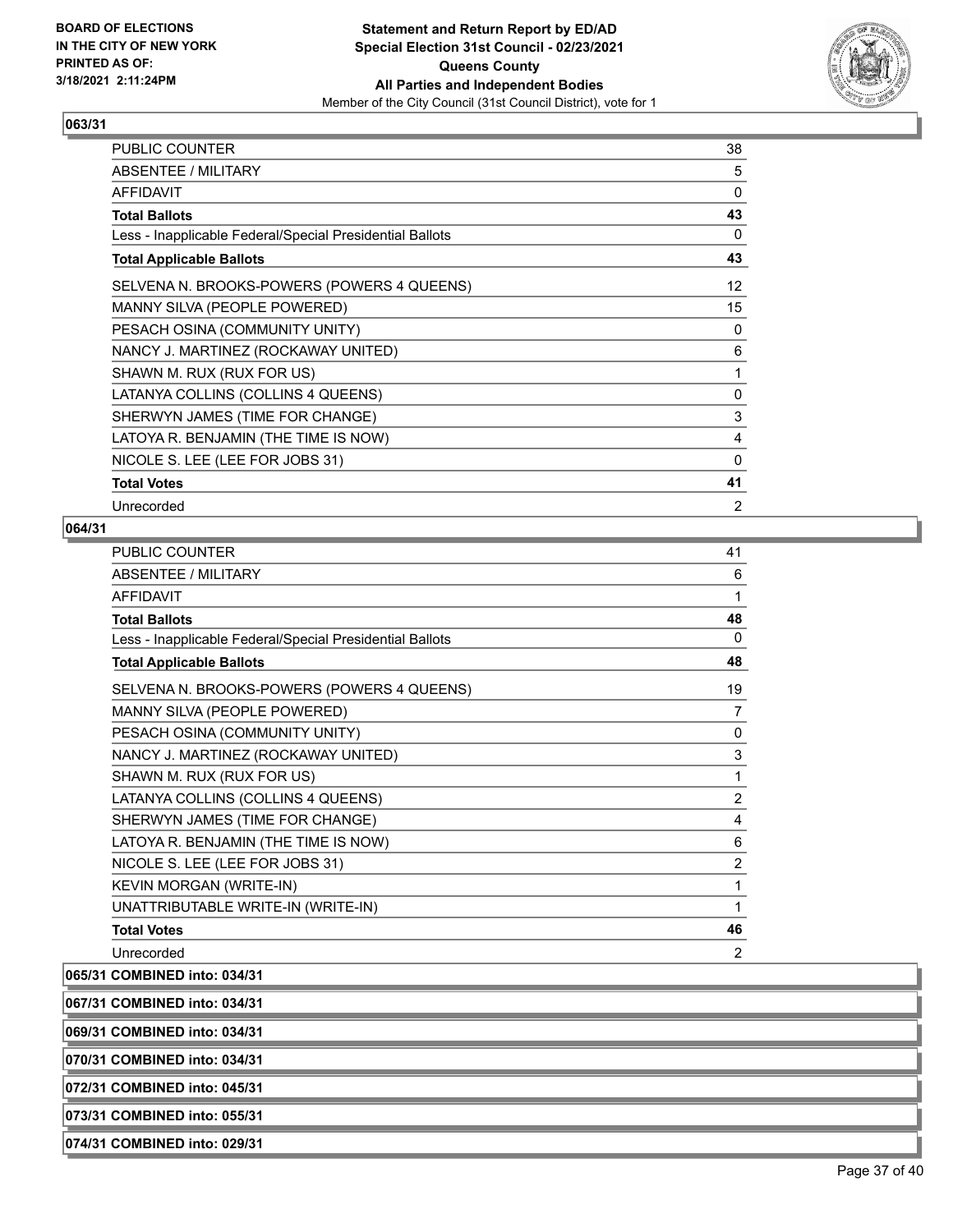### 063/31

| | |
|---|---|
| PUBLIC COUNTER | 38 |
| ABSENTEE / MILITARY | 5 |
| AFFIDAVIT | 0 |
| **Total Ballots** | **43** |
| Less - Inapplicable Federal/Special Presidential Ballots | 0 |
| **Total Applicable Ballots** | **43** |
| SELVENA N. BROOKS-POWERS (POWERS 4 QUEENS) | 12 |
| MANNY SILVA (PEOPLE POWERED) | 15 |
| PESACH OSINA (COMMUNITY UNITY) | 0 |
| NANCY J. MARTINEZ (ROCKAWAY UNITED) | 6 |
| SHAWN M. RUX (RUX FOR US) | 1 |
| LATANYA COLLINS (COLLINS 4 QUEENS) | 0 |
| SHERWYN JAMES (TIME FOR CHANGE) | 3 |
| LATOYA R. BENJAMIN (THE TIME IS NOW) | 4 |
| NICOLE S. LEE (LEE FOR JOBS 31) | 0 |
| **Total Votes** | **41** |
| Unrecorded | 2 |

### 064/31

| | |
|---|---|
| PUBLIC COUNTER | 41 |
| ABSENTEE / MILITARY | 6 |
| AFFIDAVIT | 1 |
| **Total Ballots** | **48** |
| Less - Inapplicable Federal/Special Presidential Ballots | 0 |
| **Total Applicable Ballots** | **48** |
| SELVENA N. BROOKS-POWERS (POWERS 4 QUEENS) | 19 |
| MANNY SILVA (PEOPLE POWERED) | 7 |
| PESACH OSINA (COMMUNITY UNITY) | 0 |
| NANCY J. MARTINEZ (ROCKAWAY UNITED) | 3 |
| SHAWN M. RUX (RUX FOR US) | 1 |
| LATANYA COLLINS (COLLINS 4 QUEENS) | 2 |
| SHERWYN JAMES (TIME FOR CHANGE) | 4 |
| LATOYA R. BENJAMIN (THE TIME IS NOW) | 6 |
| NICOLE S. LEE (LEE FOR JOBS 31) | 2 |
| KEVIN MORGAN (WRITE-IN) | 1 |
| UNATTRIBUTABLE WRITE-IN (WRITE-IN) | 1 |
| **Total Votes** | **46** |
| Unrecorded | 2 |

### 065/31 COMBINED into: 034/31

### 067/31 COMBINED into: 034/31

### 069/31 COMBINED into: 034/31

### 070/31 COMBINED into: 034/31

### 072/31 COMBINED into: 045/31

### 073/31 COMBINED into: 055/31

### 074/31 COMBINED into: 029/31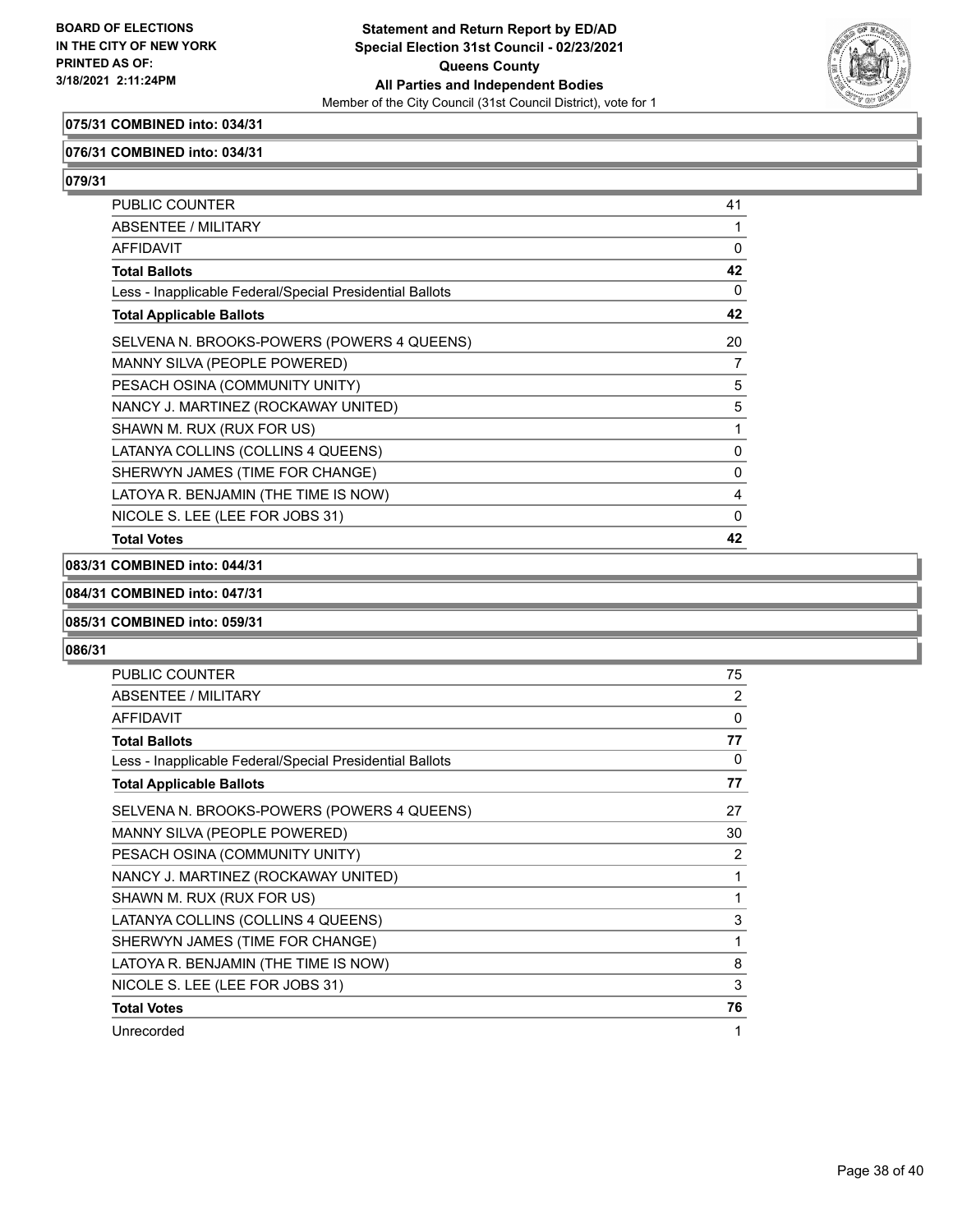**075/31 COMBINED into: 034/31**

**076/31 COMBINED into: 034/31**

**079/31**

| | |
|---|---|
| PUBLIC COUNTER | 41 |
| ABSENTEE / MILITARY | 1 |
| AFFIDAVIT | 0 |
| **Total Ballots** | **42** |
| Less - Inapplicable Federal/Special Presidential Ballots | 0 |
| **Total Applicable Ballots** | **42** |
| SELVENA N. BROOKS-POWERS (POWERS 4 QUEENS) | 20 |
| MANNY SILVA (PEOPLE POWERED) | 7 |
| PESACH OSINA (COMMUNITY UNITY) | 5 |
| NANCY J. MARTINEZ (ROCKAWAY UNITED) | 5 |
| SHAWN M. RUX (RUX FOR US) | 1 |
| LATANYA COLLINS (COLLINS 4 QUEENS) | 0 |
| SHERWYN JAMES (TIME FOR CHANGE) | 0 |
| LATOYA R. BENJAMIN (THE TIME IS NOW) | 4 |
| NICOLE S. LEE (LEE FOR JOBS 31) | 0 |
| **Total Votes** | **42** |

**083/31 COMBINED into: 044/31**

**084/31 COMBINED into: 047/31**

**085/31 COMBINED into: 059/31**

**086/31**

| | |
|---|---|
| PUBLIC COUNTER | 75 |
| ABSENTEE / MILITARY | 2 |
| AFFIDAVIT | 0 |
| **Total Ballots** | **77** |
| Less - Inapplicable Federal/Special Presidential Ballots | 0 |
| **Total Applicable Ballots** | **77** |
| SELVENA N. BROOKS-POWERS (POWERS 4 QUEENS) | 27 |
| MANNY SILVA (PEOPLE POWERED) | 30 |
| PESACH OSINA (COMMUNITY UNITY) | 2 |
| NANCY J. MARTINEZ (ROCKAWAY UNITED) | 1 |
| SHAWN M. RUX (RUX FOR US) | 1 |
| LATANYA COLLINS (COLLINS 4 QUEENS) | 3 |
| SHERWYN JAMES (TIME FOR CHANGE) | 1 |
| LATOYA R. BENJAMIN (THE TIME IS NOW) | 8 |
| NICOLE S. LEE (LEE FOR JOBS 31) | 3 |
| **Total Votes** | **76** |
| Unrecorded | 1 |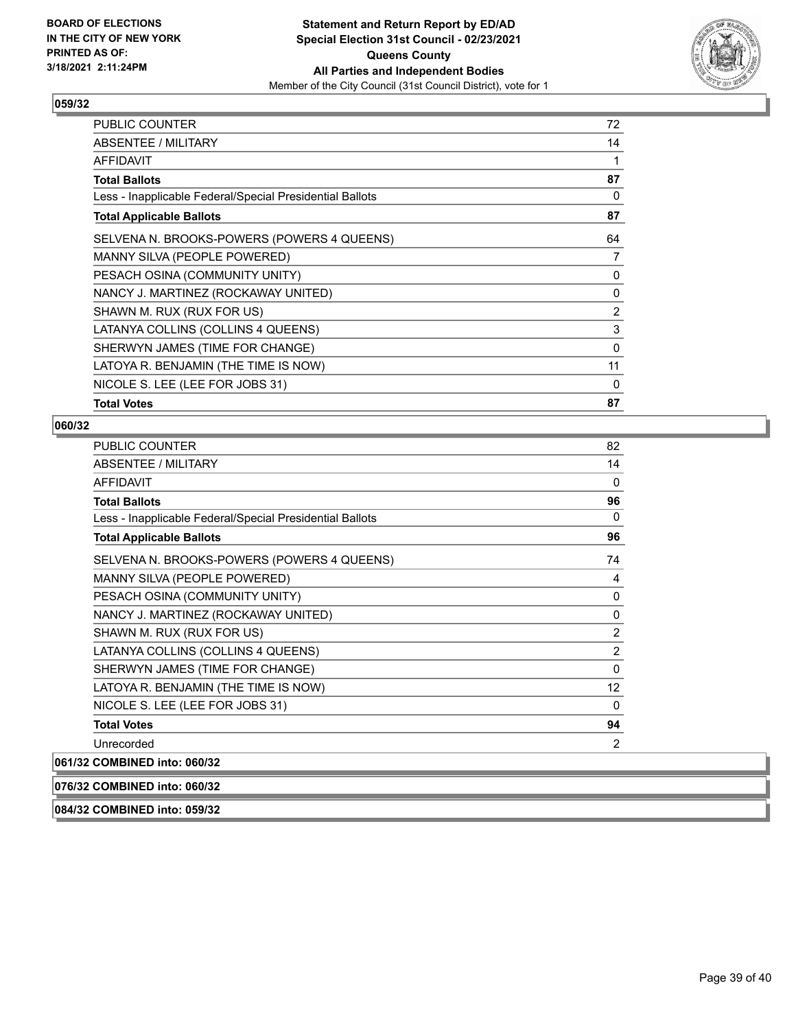**BOARD OF ELECTIONS IN THE CITY OF NEW YORK PRINTED AS OF: 3/18/2021 2:11:24PM**

**Statement and Return Report by ED/AD Special Election 31st Council - 02/23/2021 Queens County All Parties and Independent Bodies**

Member of the City Council (31st Council District), vote for 1

## 059/32

| | |
|---|---|
| PUBLIC COUNTER | 72 |
| ABSENTEE / MILITARY | 14 |
| AFFIDAVIT | 1 |
| **Total Ballots** | **87** |
| Less - Inapplicable Federal/Special Presidential Ballots | 0 |
| **Total Applicable Ballots** | **87** |
| SELVENA N. BROOKS-POWERS (POWERS 4 QUEENS) | 64 |
| MANNY SILVA (PEOPLE POWERED) | 7 |
| PESACH OSINA (COMMUNITY UNITY) | 0 |
| NANCY J. MARTINEZ (ROCKAWAY UNITED) | 0 |
| SHAWN M. RUX (RUX FOR US) | 2 |
| LATANYA COLLINS (COLLINS 4 QUEENS) | 3 |
| SHERWYN JAMES (TIME FOR CHANGE) | 0 |
| LATOYA R. BENJAMIN (THE TIME IS NOW) | 11 |
| NICOLE S. LEE (LEE FOR JOBS 31) | 0 |
| **Total Votes** | **87** |

## 060/32

| | |
|---|---|
| PUBLIC COUNTER | 82 |
| ABSENTEE / MILITARY | 14 |
| AFFIDAVIT | 0 |
| **Total Ballots** | **96** |
| Less - Inapplicable Federal/Special Presidential Ballots | 0 |
| **Total Applicable Ballots** | **96** |
| SELVENA N. BROOKS-POWERS (POWERS 4 QUEENS) | 74 |
| MANNY SILVA (PEOPLE POWERED) | 4 |
| PESACH OSINA (COMMUNITY UNITY) | 0 |
| NANCY J. MARTINEZ (ROCKAWAY UNITED) | 0 |
| SHAWN M. RUX (RUX FOR US) | 2 |
| LATANYA COLLINS (COLLINS 4 QUEENS) | 2 |
| SHERWYN JAMES (TIME FOR CHANGE) | 0 |
| LATOYA R. BENJAMIN (THE TIME IS NOW) | 12 |
| NICOLE S. LEE (LEE FOR JOBS 31) | 0 |
| **Total Votes** | **94** |
| Unrecorded | 2 |

**061/32 COMBINED into: 060/32**

**076/32 COMBINED into: 060/32**

**084/32 COMBINED into: 059/32**